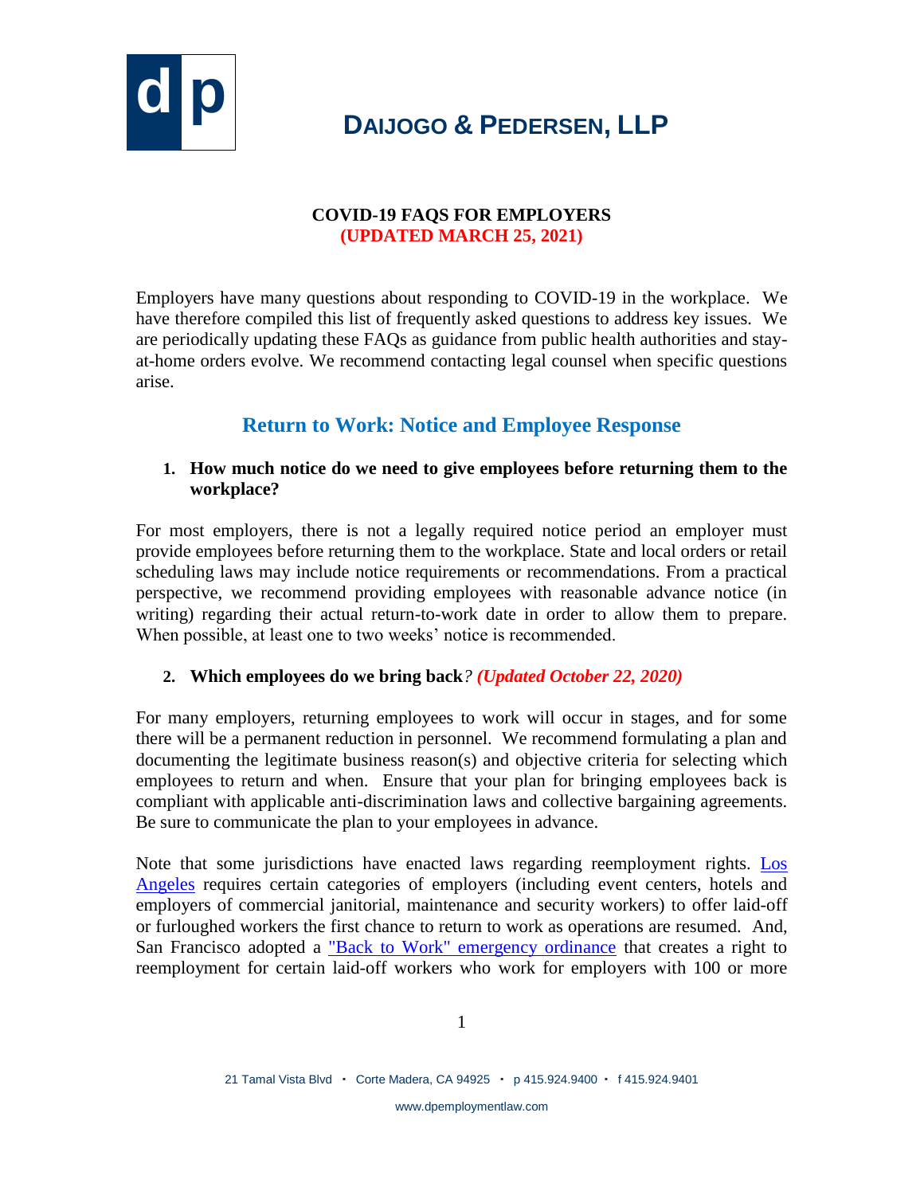# DAIJOGO & PEDERSEN, LLP

**COVID-19 FAQS FOR EMPLOYERS**
**(UPDATED MARCH 25, 2021)**

Employers have many questions about responding to COVID-19 in the workplace. We have therefore compiled this list of frequently asked questions to address key issues. We are periodically updating these FAQs as guidance from public health authorities and stay-at-home orders evolve. We recommend contacting legal counsel when specific questions arise.

## Return to Work: Notice and Employee Response

### 1. How much notice do we need to give employees before returning them to the workplace?

For most employers, there is not a legally required notice period an employer must provide employees before returning them to the workplace. State and local orders or retail scheduling laws may include notice requirements or recommendations. From a practical perspective, we recommend providing employees with reasonable advance notice (in writing) regarding their actual return-to-work date in order to allow them to prepare. When possible, at least one to two weeks' notice is recommended.

### 2. Which employees do we bring back? *(Updated October 22, 2020)*

For many employers, returning employees to work will occur in stages, and for some there will be a permanent reduction in personnel. We recommend formulating a plan and documenting the legitimate business reason(s) and objective criteria for selecting which employees to return and when. Ensure that your plan for bringing employees back is compliant with applicable anti-discrimination laws and collective bargaining agreements. Be sure to communicate the plan to your employees in advance.

Note that some jurisdictions have enacted laws regarding reemployment rights. Los Angeles requires certain categories of employers (including event centers, hotels and employers of commercial janitorial, maintenance and security workers) to offer laid-off or furloughed workers the first chance to return to work as operations are resumed. And, San Francisco adopted a "Back to Work" emergency ordinance that creates a right to reemployment for certain laid-off workers who work for employers with 100 or more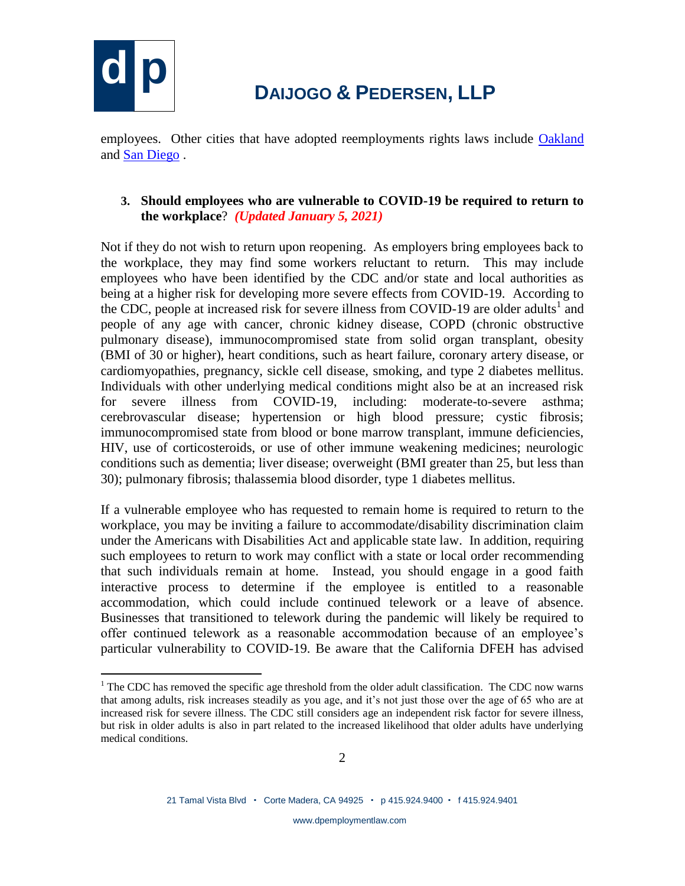employees. Other cities that have adopted reemployments rights laws include [Oakland](#) and [San Diego](#) .

**3. Should employees who are vulnerable to COVID-19 be required to return to the workplace**? ***(Updated January 5, 2021)***

Not if they do not wish to return upon reopening. As employers bring employees back to the workplace, they may find some workers reluctant to return. This may include employees who have been identified by the CDC and/or state and local authorities as being at a higher risk for developing more severe effects from COVID-19. According to the CDC, people at increased risk for severe illness from COVID-19 are older adults[1] and people of any age with cancer, chronic kidney disease, COPD (chronic obstructive pulmonary disease), immunocompromised state from solid organ transplant, obesity (BMI of 30 or higher), heart conditions, such as heart failure, coronary artery disease, or cardiomyopathies, pregnancy, sickle cell disease, smoking, and type 2 diabetes mellitus. Individuals with other underlying medical conditions might also be at an increased risk for severe illness from COVID-19, including: moderate-to-severe asthma; cerebrovascular disease; hypertension or high blood pressure; cystic fibrosis; immunocompromised state from blood or bone marrow transplant, immune deficiencies, HIV, use of corticosteroids, or use of other immune weakening medicines; neurologic conditions such as dementia; liver disease; overweight (BMI greater than 25, but less than 30); pulmonary fibrosis; thalassemia blood disorder, type 1 diabetes mellitus.

If a vulnerable employee who has requested to remain home is required to return to the workplace, you may be inviting a failure to accommodate/disability discrimination claim under the Americans with Disabilities Act and applicable state law. In addition, requiring such employees to return to work may conflict with a state or local order recommending that such individuals remain at home. Instead, you should engage in a good faith interactive process to determine if the employee is entitled to a reasonable accommodation, which could include continued telework or a leave of absence. Businesses that transitioned to telework during the pandemic will likely be required to offer continued telework as a reasonable accommodation because of an employee's particular vulnerability to COVID-19. Be aware that the California DFEH has advised

---

[1] The CDC has removed the specific age threshold from the older adult classification. The CDC now warns that among adults, risk increases steadily as you age, and it's not just those over the age of 65 who are at increased risk for severe illness. The CDC still considers age an independent risk factor for severe illness, but risk in older adults is also in part related to the increased likelihood that older adults have underlying medical conditions.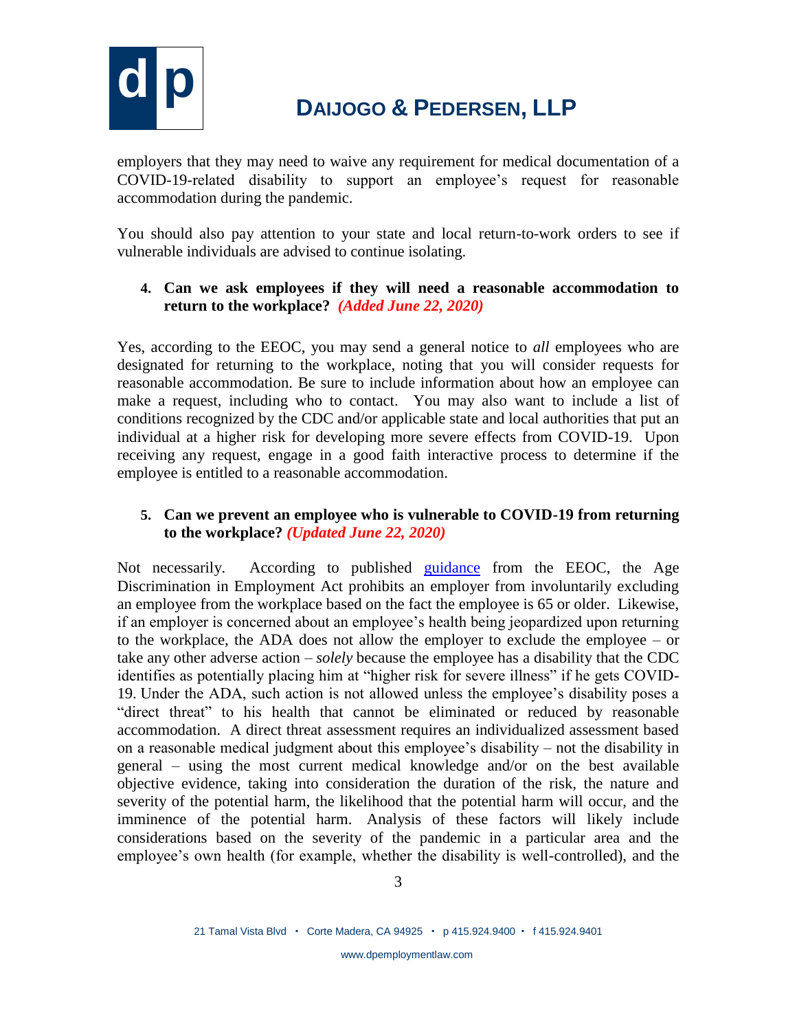employers that they may need to waive any requirement for medical documentation of a COVID-19-related disability to support an employee's request for reasonable accommodation during the pandemic.

You should also pay attention to your state and local return-to-work orders to see if vulnerable individuals are advised to continue isolating.

4. **Can we ask employees if they will need a reasonable accommodation to return to the workplace?** ***(Added June 22, 2020)***

Yes, according to the EEOC, you may send a general notice to *all* employees who are designated for returning to the workplace, noting that you will consider requests for reasonable accommodation. Be sure to include information about how an employee can make a request, including who to contact. You may also want to include a list of conditions recognized by the CDC and/or applicable state and local authorities that put an individual at a higher risk for developing more severe effects from COVID-19. Upon receiving any request, engage in a good faith interactive process to determine if the employee is entitled to a reasonable accommodation.

5. **Can we prevent an employee who is vulnerable to COVID-19 from returning to the workplace?** ***(Updated June 22, 2020)***

Not necessarily. According to published guidance from the EEOC, the Age Discrimination in Employment Act prohibits an employer from involuntarily excluding an employee from the workplace based on the fact the employee is 65 or older. Likewise, if an employer is concerned about an employee's health being jeopardized upon returning to the workplace, the ADA does not allow the employer to exclude the employee – or take any other adverse action – *solely* because the employee has a disability that the CDC identifies as potentially placing him at "higher risk for severe illness" if he gets COVID-19. Under the ADA, such action is not allowed unless the employee's disability poses a "direct threat" to his health that cannot be eliminated or reduced by reasonable accommodation. A direct threat assessment requires an individualized assessment based on a reasonable medical judgment about this employee's disability – not the disability in general – using the most current medical knowledge and/or on the best available objective evidence, taking into consideration the duration of the risk, the nature and severity of the potential harm, the likelihood that the potential harm will occur, and the imminence of the potential harm. Analysis of these factors will likely include considerations based on the severity of the pandemic in a particular area and the employee's own health (for example, whether the disability is well-controlled), and the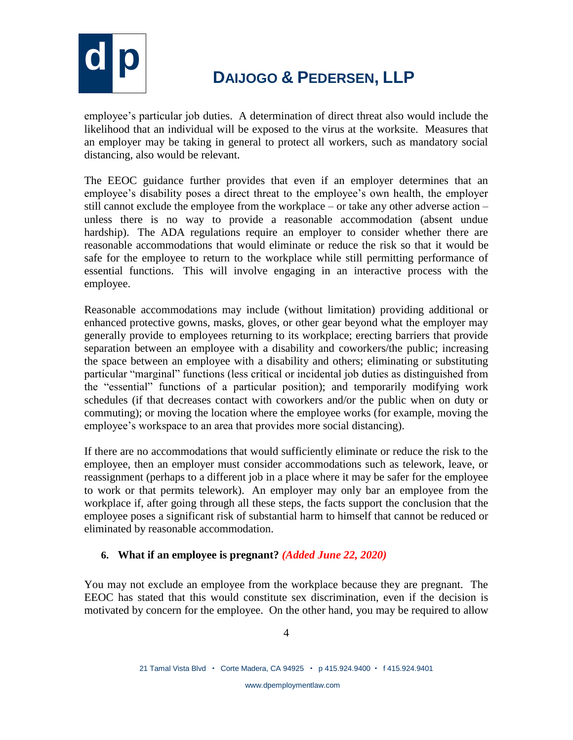employee's particular job duties. A determination of direct threat also would include the likelihood that an individual will be exposed to the virus at the worksite. Measures that an employer may be taking in general to protect all workers, such as mandatory social distancing, also would be relevant.

The EEOC guidance further provides that even if an employer determines that an employee's disability poses a direct threat to the employee's own health, the employer still cannot exclude the employee from the workplace – or take any other adverse action – unless there is no way to provide a reasonable accommodation (absent undue hardship). The ADA regulations require an employer to consider whether there are reasonable accommodations that would eliminate or reduce the risk so that it would be safe for the employee to return to the workplace while still permitting performance of essential functions. This will involve engaging in an interactive process with the employee.

Reasonable accommodations may include (without limitation) providing additional or enhanced protective gowns, masks, gloves, or other gear beyond what the employer may generally provide to employees returning to its workplace; erecting barriers that provide separation between an employee with a disability and coworkers/the public; increasing the space between an employee with a disability and others; eliminating or substituting particular "marginal" functions (less critical or incidental job duties as distinguished from the "essential" functions of a particular position); and temporarily modifying work schedules (if that decreases contact with coworkers and/or the public when on duty or commuting); or moving the location where the employee works (for example, moving the employee's workspace to an area that provides more social distancing).

If there are no accommodations that would sufficiently eliminate or reduce the risk to the employee, then an employer must consider accommodations such as telework, leave, or reassignment (perhaps to a different job in a place where it may be safer for the employee to work or that permits telework). An employer may only bar an employee from the workplace if, after going through all these steps, the facts support the conclusion that the employee poses a significant risk of substantial harm to himself that cannot be reduced or eliminated by reasonable accommodation.

6. **What if an employee is pregnant?** ***(Added June 22, 2020)***

You may not exclude an employee from the workplace because they are pregnant. The EEOC has stated that this would constitute sex discrimination, even if the decision is motivated by concern for the employee. On the other hand, you may be required to allow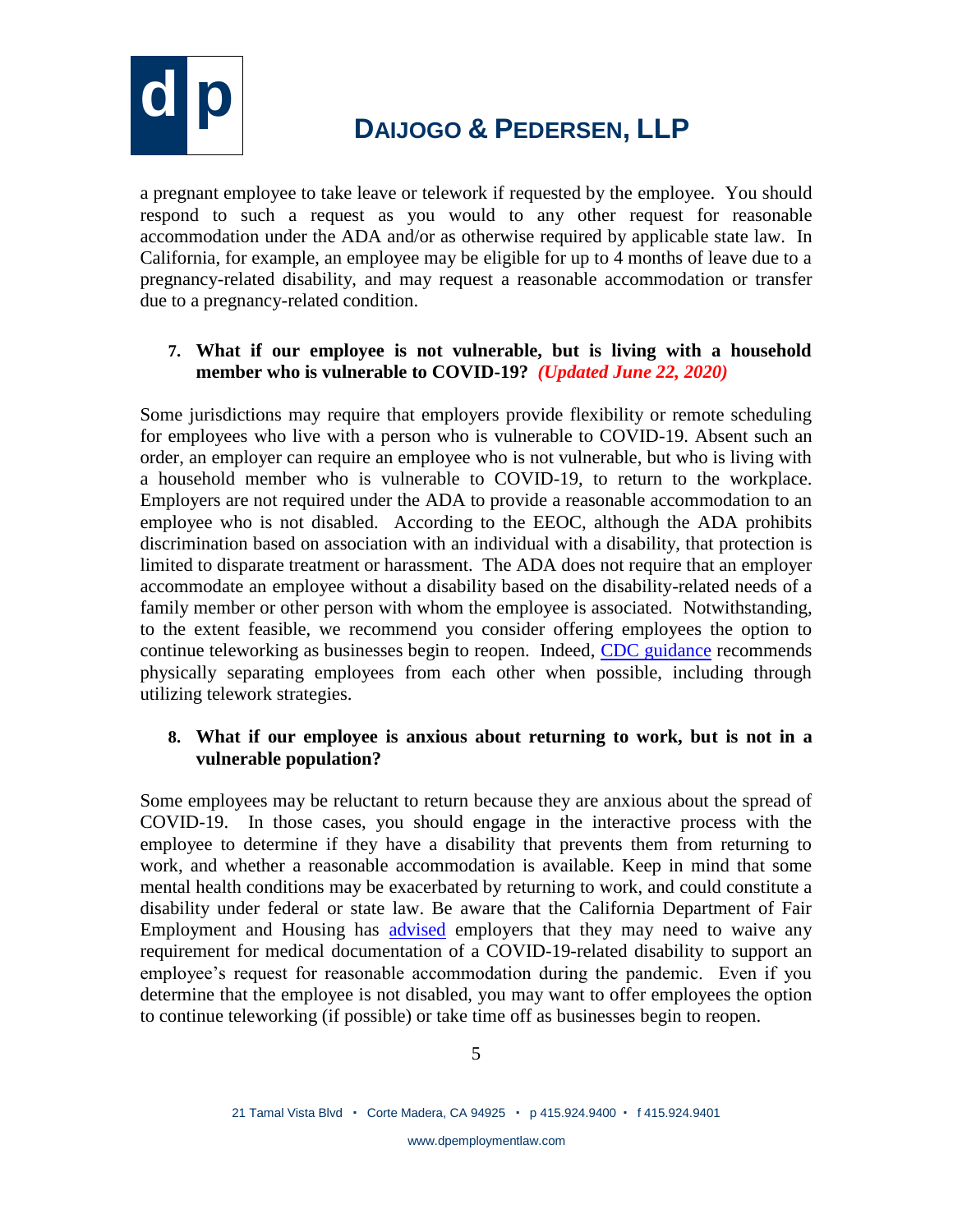a pregnant employee to take leave or telework if requested by the employee. You should respond to such a request as you would to any other request for reasonable accommodation under the ADA and/or as otherwise required by applicable state law. In California, for example, an employee may be eligible for up to 4 months of leave due to a pregnancy-related disability, and may request a reasonable accommodation or transfer due to a pregnancy-related condition.

7. **What if our employee is not vulnerable, but is living with a household member who is vulnerable to COVID-19?** ***(Updated June 22, 2020)***

Some jurisdictions may require that employers provide flexibility or remote scheduling for employees who live with a person who is vulnerable to COVID-19. Absent such an order, an employer can require an employee who is not vulnerable, but who is living with a household member who is vulnerable to COVID-19, to return to the workplace. Employers are not required under the ADA to provide a reasonable accommodation to an employee who is not disabled. According to the EEOC, although the ADA prohibits discrimination based on association with an individual with a disability, that protection is limited to disparate treatment or harassment. The ADA does not require that an employer accommodate an employee without a disability based on the disability-related needs of a family member or other person with whom the employee is associated. Notwithstanding, to the extent feasible, we recommend you consider offering employees the option to continue teleworking as businesses begin to reopen. Indeed, CDC guidance recommends physically separating employees from each other when possible, including through utilizing telework strategies.

8. **What if our employee is anxious about returning to work, but is not in a vulnerable population?**

Some employees may be reluctant to return because they are anxious about the spread of COVID-19. In those cases, you should engage in the interactive process with the employee to determine if they have a disability that prevents them from returning to work, and whether a reasonable accommodation is available. Keep in mind that some mental health conditions may be exacerbated by returning to work, and could constitute a disability under federal or state law. Be aware that the California Department of Fair Employment and Housing has advised employers that they may need to waive any requirement for medical documentation of a COVID-19-related disability to support an employee's request for reasonable accommodation during the pandemic. Even if you determine that the employee is not disabled, you may want to offer employees the option to continue teleworking (if possible) or take time off as businesses begin to reopen.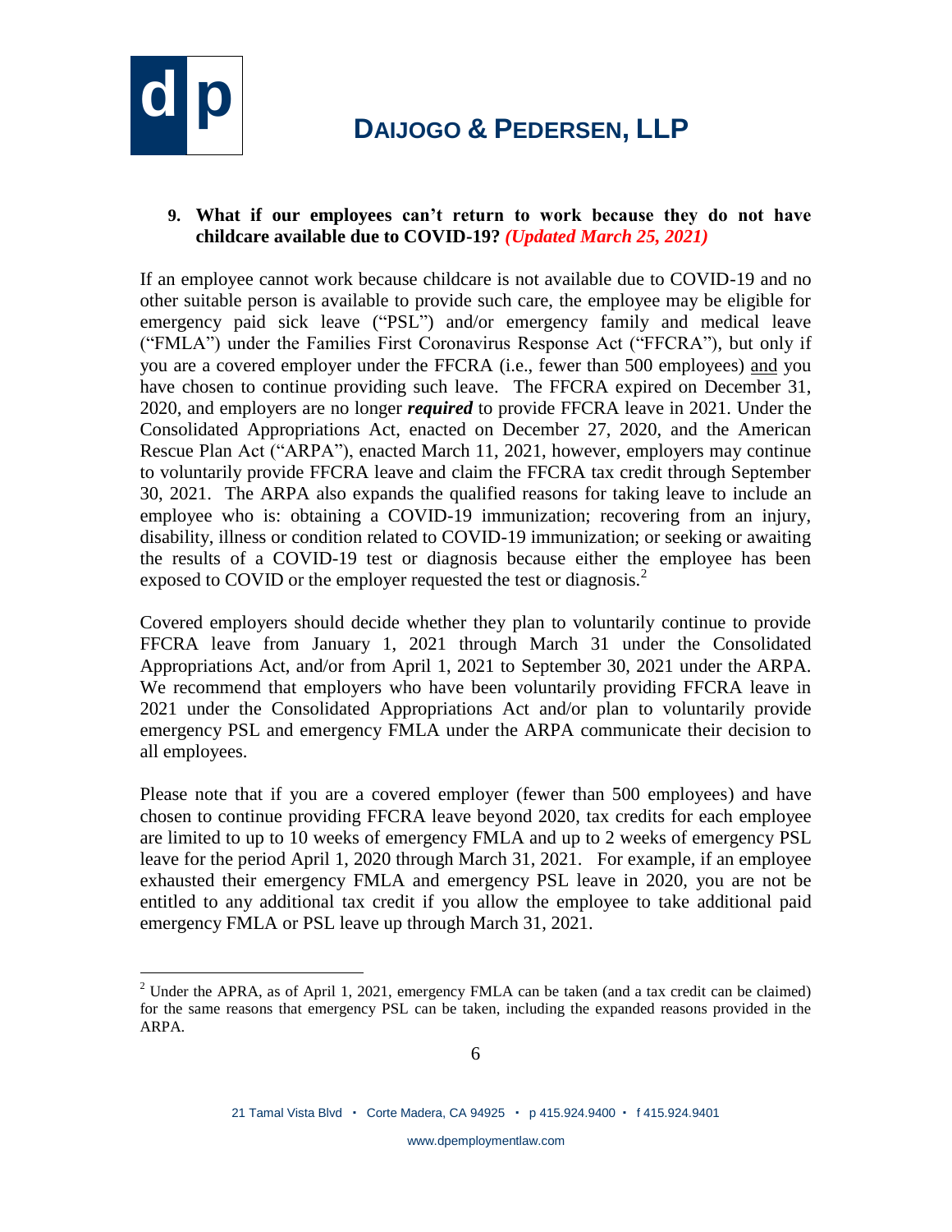**9. What if our employees can't return to work because they do not have childcare available due to COVID-19?** ***(Updated March 25, 2021)***

If an employee cannot work because childcare is not available due to COVID-19 and no other suitable person is available to provide such care, the employee may be eligible for emergency paid sick leave ("PSL") and/or emergency family and medical leave ("FMLA") under the Families First Coronavirus Response Act ("FFCRA"), but only if you are a covered employer under the FFCRA (i.e., fewer than 500 employees) and you have chosen to continue providing such leave. The FFCRA expired on December 31, 2020, and employers are no longer ***required*** to provide FFCRA leave in 2021. Under the Consolidated Appropriations Act, enacted on December 27, 2020, and the American Rescue Plan Act ("ARPA"), enacted March 11, 2021, however, employers may continue to voluntarily provide FFCRA leave and claim the FFCRA tax credit through September 30, 2021. The ARPA also expands the qualified reasons for taking leave to include an employee who is: obtaining a COVID-19 immunization; recovering from an injury, disability, illness or condition related to COVID-19 immunization; or seeking or awaiting the results of a COVID-19 test or diagnosis because either the employee has been exposed to COVID or the employer requested the test or diagnosis.[2]

Covered employers should decide whether they plan to voluntarily continue to provide FFCRA leave from January 1, 2021 through March 31 under the Consolidated Appropriations Act, and/or from April 1, 2021 to September 30, 2021 under the ARPA. We recommend that employers who have been voluntarily providing FFCRA leave in 2021 under the Consolidated Appropriations Act and/or plan to voluntarily provide emergency PSL and emergency FMLA under the ARPA communicate their decision to all employees.

Please note that if you are a covered employer (fewer than 500 employees) and have chosen to continue providing FFCRA leave beyond 2020, tax credits for each employee are limited to up to 10 weeks of emergency FMLA and up to 2 weeks of emergency PSL leave for the period April 1, 2020 through March 31, 2021. For example, if an employee exhausted their emergency FMLA and emergency PSL leave in 2020, you are not be entitled to any additional tax credit if you allow the employee to take additional paid emergency FMLA or PSL leave up through March 31, 2021.

---

[2] Under the APRA, as of April 1, 2021, emergency FMLA can be taken (and a tax credit can be claimed) for the same reasons that emergency PSL can be taken, including the expanded reasons provided in the ARPA.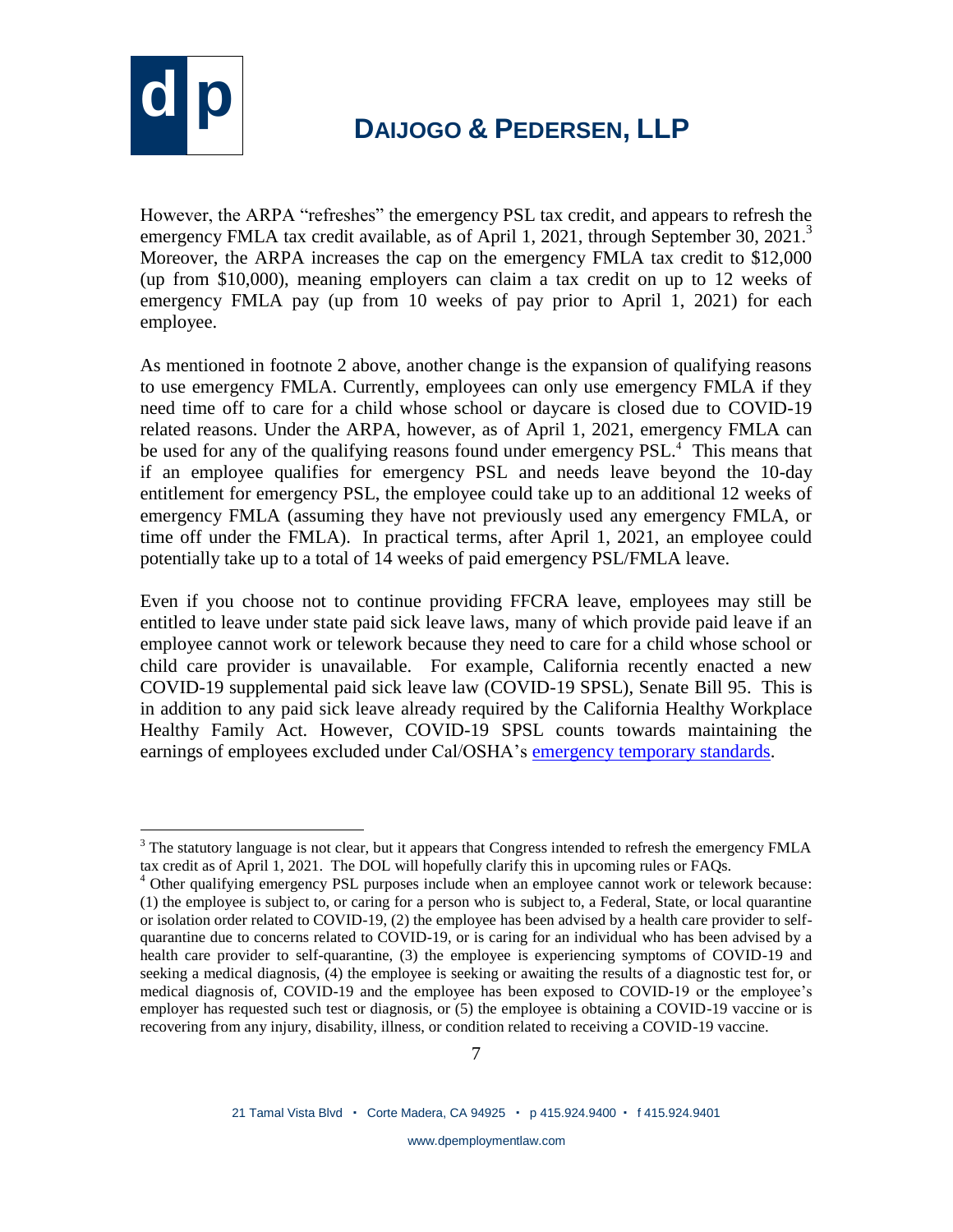However, the ARPA "refreshes" the emergency PSL tax credit, and appears to refresh the emergency FMLA tax credit available, as of April 1, 2021, through September 30, 2021.[3] Moreover, the ARPA increases the cap on the emergency FMLA tax credit to $12,000 (up from $10,000), meaning employers can claim a tax credit on up to 12 weeks of emergency FMLA pay (up from 10 weeks of pay prior to April 1, 2021) for each employee.

As mentioned in footnote 2 above, another change is the expansion of qualifying reasons to use emergency FMLA. Currently, employees can only use emergency FMLA if they need time off to care for a child whose school or daycare is closed due to COVID-19 related reasons. Under the ARPA, however, as of April 1, 2021, emergency FMLA can be used for any of the qualifying reasons found under emergency PSL.[4] This means that if an employee qualifies for emergency PSL and needs leave beyond the 10-day entitlement for emergency PSL, the employee could take up to an additional 12 weeks of emergency FMLA (assuming they have not previously used any emergency FMLA, or time off under the FMLA). In practical terms, after April 1, 2021, an employee could potentially take up to a total of 14 weeks of paid emergency PSL/FMLA leave.

Even if you choose not to continue providing FFCRA leave, employees may still be entitled to leave under state paid sick leave laws, many of which provide paid leave if an employee cannot work or telework because they need to care for a child whose school or child care provider is unavailable. For example, California recently enacted a new COVID-19 supplemental paid sick leave law (COVID-19 SPSL), Senate Bill 95. This is in addition to any paid sick leave already required by the California Healthy Workplace Healthy Family Act. However, COVID-19 SPSL counts towards maintaining the earnings of employees excluded under Cal/OSHA's emergency temporary standards.

---

[3] The statutory language is not clear, but it appears that Congress intended to refresh the emergency FMLA tax credit as of April 1, 2021. The DOL will hopefully clarify this in upcoming rules or FAQs.

[4] Other qualifying emergency PSL purposes include when an employee cannot work or telework because: (1) the employee is subject to, or caring for a person who is subject to, a Federal, State, or local quarantine or isolation order related to COVID-19, (2) the employee has been advised by a health care provider to self-quarantine due to concerns related to COVID-19, or is caring for an individual who has been advised by a health care provider to self-quarantine, (3) the employee is experiencing symptoms of COVID-19 and seeking a medical diagnosis, (4) the employee is seeking or awaiting the results of a diagnostic test for, or medical diagnosis of, COVID-19 and the employee has been exposed to COVID-19 or the employee's employer has requested such test or diagnosis, or (5) the employee is obtaining a COVID-19 vaccine or is recovering from any injury, disability, illness, or condition related to receiving a COVID-19 vaccine.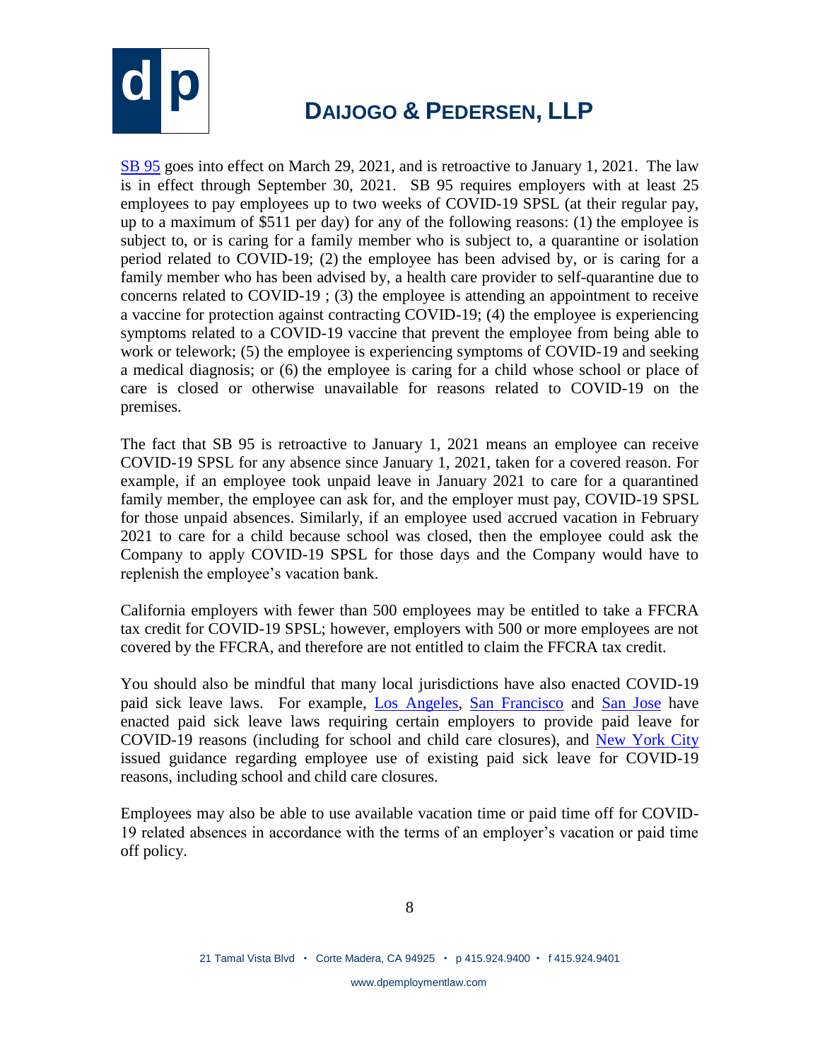SB 95 goes into effect on March 29, 2021, and is retroactive to January 1, 2021. The law is in effect through September 30, 2021. SB 95 requires employers with at least 25 employees to pay employees up to two weeks of COVID-19 SPSL (at their regular pay, up to a maximum of $511 per day) for any of the following reasons: (1) the employee is subject to, or is caring for a family member who is subject to, a quarantine or isolation period related to COVID-19; (2) the employee has been advised by, or is caring for a family member who has been advised by, a health care provider to self-quarantine due to concerns related to COVID-19 ; (3) the employee is attending an appointment to receive a vaccine for protection against contracting COVID-19; (4) the employee is experiencing symptoms related to a COVID-19 vaccine that prevent the employee from being able to work or telework; (5) the employee is experiencing symptoms of COVID-19 and seeking a medical diagnosis; or (6) the employee is caring for a child whose school or place of care is closed or otherwise unavailable for reasons related to COVID-19 on the premises.

The fact that SB 95 is retroactive to January 1, 2021 means an employee can receive COVID-19 SPSL for any absence since January 1, 2021, taken for a covered reason. For example, if an employee took unpaid leave in January 2021 to care for a quarantined family member, the employee can ask for, and the employer must pay, COVID-19 SPSL for those unpaid absences. Similarly, if an employee used accrued vacation in February 2021 to care for a child because school was closed, then the employee could ask the Company to apply COVID-19 SPSL for those days and the Company would have to replenish the employee's vacation bank.

California employers with fewer than 500 employees may be entitled to take a FFCRA tax credit for COVID-19 SPSL; however, employers with 500 or more employees are not covered by the FFCRA, and therefore are not entitled to claim the FFCRA tax credit.

You should also be mindful that many local jurisdictions have also enacted COVID-19 paid sick leave laws. For example, Los Angeles, San Francisco and San Jose have enacted paid sick leave laws requiring certain employers to provide paid leave for COVID-19 reasons (including for school and child care closures), and New York City issued guidance regarding employee use of existing paid sick leave for COVID-19 reasons, including school and child care closures.

Employees may also be able to use available vacation time or paid time off for COVID-19 related absences in accordance with the terms of an employer's vacation or paid time off policy.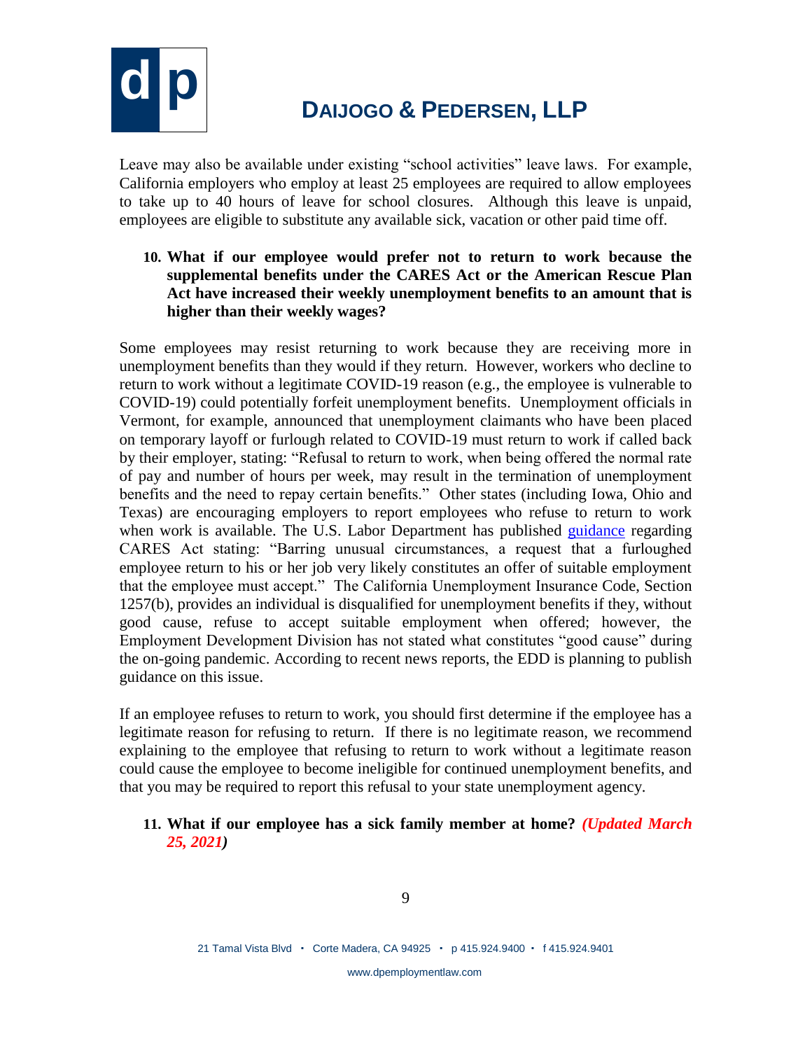Leave may also be available under existing "school activities" leave laws. For example, California employers who employ at least 25 employees are required to allow employees to take up to 40 hours of leave for school closures. Although this leave is unpaid, employees are eligible to substitute any available sick, vacation or other paid time off.

**10. What if our employee would prefer not to return to work because the supplemental benefits under the CARES Act or the American Rescue Plan Act have increased their weekly unemployment benefits to an amount that is higher than their weekly wages?**

Some employees may resist returning to work because they are receiving more in unemployment benefits than they would if they return. However, workers who decline to return to work without a legitimate COVID-19 reason (e.g., the employee is vulnerable to COVID-19) could potentially forfeit unemployment benefits. Unemployment officials in Vermont, for example, announced that unemployment claimants who have been placed on temporary layoff or furlough related to COVID-19 must return to work if called back by their employer, stating: "Refusal to return to work, when being offered the normal rate of pay and number of hours per week, may result in the termination of unemployment benefits and the need to repay certain benefits." Other states (including Iowa, Ohio and Texas) are encouraging employers to report employees who refuse to return to work when work is available. The U.S. Labor Department has published guidance regarding CARES Act stating: "Barring unusual circumstances, a request that a furloughed employee return to his or her job very likely constitutes an offer of suitable employment that the employee must accept." The California Unemployment Insurance Code, Section 1257(b), provides an individual is disqualified for unemployment benefits if they, without good cause, refuse to accept suitable employment when offered; however, the Employment Development Division has not stated what constitutes "good cause" during the on-going pandemic. According to recent news reports, the EDD is planning to publish guidance on this issue.

If an employee refuses to return to work, you should first determine if the employee has a legitimate reason for refusing to return. If there is no legitimate reason, we recommend explaining to the employee that refusing to return to work without a legitimate reason could cause the employee to become ineligible for continued unemployment benefits, and that you may be required to report this refusal to your state unemployment agency.

**11. What if our employee has a sick family member at home?** ***(Updated March 25, 2021)***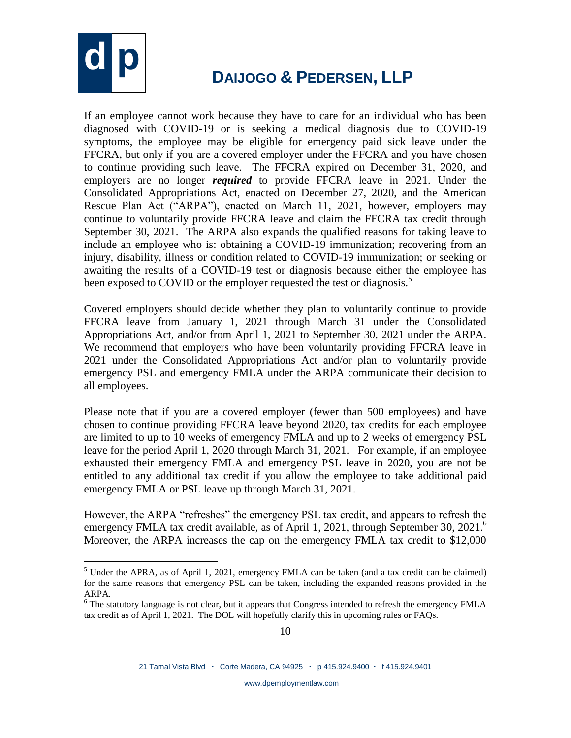If an employee cannot work because they have to care for an individual who has been diagnosed with COVID-19 or is seeking a medical diagnosis due to COVID-19 symptoms, the employee may be eligible for emergency paid sick leave under the FFCRA, but only if you are a covered employer under the FFCRA and you have chosen to continue providing such leave. The FFCRA expired on December 31, 2020, and employers are no longer ***required*** to provide FFCRA leave in 2021. Under the Consolidated Appropriations Act, enacted on December 27, 2020, and the American Rescue Plan Act ("ARPA"), enacted on March 11, 2021, however, employers may continue to voluntarily provide FFCRA leave and claim the FFCRA tax credit through September 30, 2021. The ARPA also expands the qualified reasons for taking leave to include an employee who is: obtaining a COVID-19 immunization; recovering from an injury, disability, illness or condition related to COVID-19 immunization; or seeking or awaiting the results of a COVID-19 test or diagnosis because either the employee has been exposed to COVID or the employer requested the test or diagnosis.[5]

Covered employers should decide whether they plan to voluntarily continue to provide FFCRA leave from January 1, 2021 through March 31 under the Consolidated Appropriations Act, and/or from April 1, 2021 to September 30, 2021 under the ARPA. We recommend that employers who have been voluntarily providing FFCRA leave in 2021 under the Consolidated Appropriations Act and/or plan to voluntarily provide emergency PSL and emergency FMLA under the ARPA communicate their decision to all employees.

Please note that if you are a covered employer (fewer than 500 employees) and have chosen to continue providing FFCRA leave beyond 2020, tax credits for each employee are limited to up to 10 weeks of emergency FMLA and up to 2 weeks of emergency PSL leave for the period April 1, 2020 through March 31, 2021. For example, if an employee exhausted their emergency FMLA and emergency PSL leave in 2020, you are not be entitled to any additional tax credit if you allow the employee to take additional paid emergency FMLA or PSL leave up through March 31, 2021.

However, the ARPA "refreshes" the emergency PSL tax credit, and appears to refresh the emergency FMLA tax credit available, as of April 1, 2021, through September 30, 2021.[6] Moreover, the ARPA increases the cap on the emergency FMLA tax credit to $12,000

---

[5] Under the APRA, as of April 1, 2021, emergency FMLA can be taken (and a tax credit can be claimed) for the same reasons that emergency PSL can be taken, including the expanded reasons provided in the ARPA.

[6] The statutory language is not clear, but it appears that Congress intended to refresh the emergency FMLA tax credit as of April 1, 2021. The DOL will hopefully clarify this in upcoming rules or FAQs.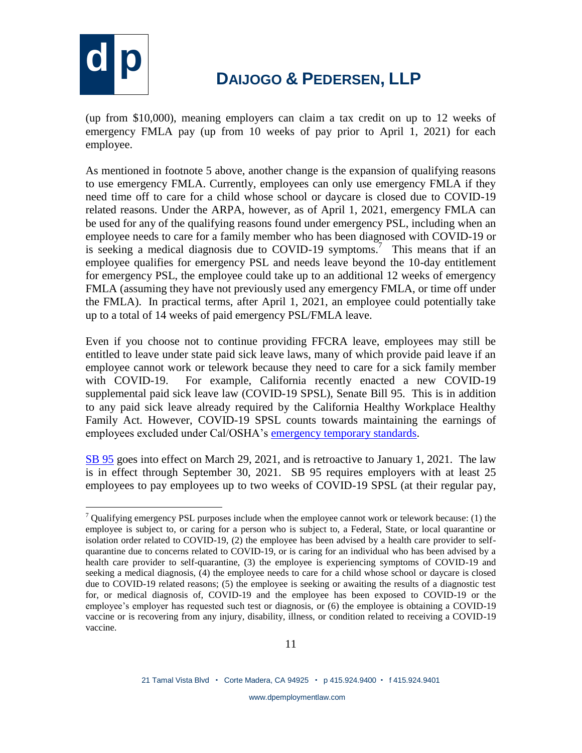(up from $10,000), meaning employers can claim a tax credit on up to 12 weeks of emergency FMLA pay (up from 10 weeks of pay prior to April 1, 2021) for each employee.

As mentioned in footnote 5 above, another change is the expansion of qualifying reasons to use emergency FMLA. Currently, employees can only use emergency FMLA if they need time off to care for a child whose school or daycare is closed due to COVID-19 related reasons. Under the ARPA, however, as of April 1, 2021, emergency FMLA can be used for any of the qualifying reasons found under emergency PSL, including when an employee needs to care for a family member who has been diagnosed with COVID-19 or is seeking a medical diagnosis due to COVID-19 symptoms.[7] This means that if an employee qualifies for emergency PSL and needs leave beyond the 10-day entitlement for emergency PSL, the employee could take up to an additional 12 weeks of emergency FMLA (assuming they have not previously used any emergency FMLA, or time off under the FMLA). In practical terms, after April 1, 2021, an employee could potentially take up to a total of 14 weeks of paid emergency PSL/FMLA leave.

Even if you choose not to continue providing FFCRA leave, employees may still be entitled to leave under state paid sick leave laws, many of which provide paid leave if an employee cannot work or telework because they need to care for a sick family member with COVID-19. For example, California recently enacted a new COVID-19 supplemental paid sick leave law (COVID-19 SPSL), Senate Bill 95. This is in addition to any paid sick leave already required by the California Healthy Workplace Healthy Family Act. However, COVID-19 SPSL counts towards maintaining the earnings of employees excluded under Cal/OSHA's emergency temporary standards.

SB 95 goes into effect on March 29, 2021, and is retroactive to January 1, 2021. The law is in effect through September 30, 2021. SB 95 requires employers with at least 25 employees to pay employees up to two weeks of COVID-19 SPSL (at their regular pay,

---

[7] Qualifying emergency PSL purposes include when the employee cannot work or telework because: (1) the employee is subject to, or caring for a person who is subject to, a Federal, State, or local quarantine or isolation order related to COVID-19, (2) the employee has been advised by a health care provider to self-quarantine due to concerns related to COVID-19, or is caring for an individual who has been advised by a health care provider to self-quarantine, (3) the employee is experiencing symptoms of COVID-19 and seeking a medical diagnosis, (4) the employee needs to care for a child whose school or daycare is closed due to COVID-19 related reasons; (5) the employee is seeking or awaiting the results of a diagnostic test for, or medical diagnosis of, COVID-19 and the employee has been exposed to COVID-19 or the employee's employer has requested such test or diagnosis, or (6) the employee is obtaining a COVID-19 vaccine or is recovering from any injury, disability, illness, or condition related to receiving a COVID-19 vaccine.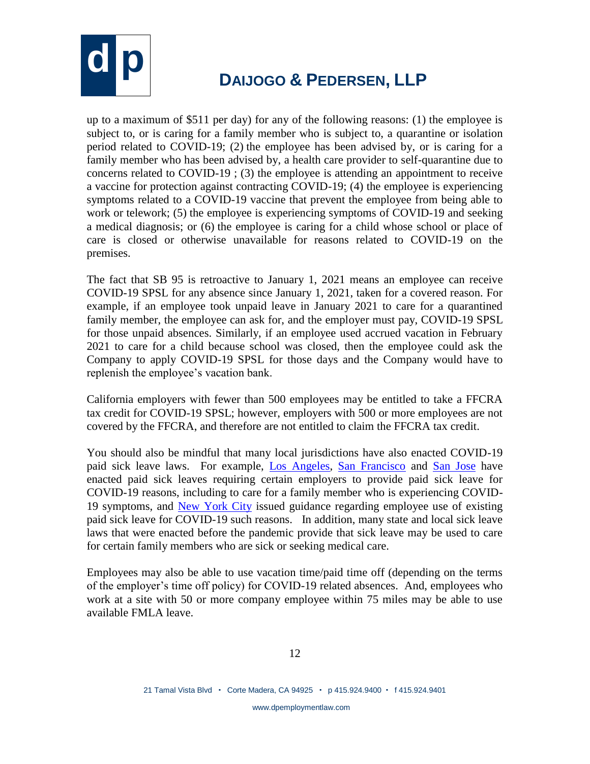up to a maximum of $511 per day) for any of the following reasons: (1) the employee is subject to, or is caring for a family member who is subject to, a quarantine or isolation period related to COVID-19; (2) the employee has been advised by, or is caring for a family member who has been advised by, a health care provider to self-quarantine due to concerns related to COVID-19 ; (3) the employee is attending an appointment to receive a vaccine for protection against contracting COVID-19; (4) the employee is experiencing symptoms related to a COVID-19 vaccine that prevent the employee from being able to work or telework; (5) the employee is experiencing symptoms of COVID-19 and seeking a medical diagnosis; or (6) the employee is caring for a child whose school or place of care is closed or otherwise unavailable for reasons related to COVID-19 on the premises.

The fact that SB 95 is retroactive to January 1, 2021 means an employee can receive COVID-19 SPSL for any absence since January 1, 2021, taken for a covered reason. For example, if an employee took unpaid leave in January 2021 to care for a quarantined family member, the employee can ask for, and the employer must pay, COVID-19 SPSL for those unpaid absences. Similarly, if an employee used accrued vacation in February 2021 to care for a child because school was closed, then the employee could ask the Company to apply COVID-19 SPSL for those days and the Company would have to replenish the employee's vacation bank.

California employers with fewer than 500 employees may be entitled to take a FFCRA tax credit for COVID-19 SPSL; however, employers with 500 or more employees are not covered by the FFCRA, and therefore are not entitled to claim the FFCRA tax credit.

You should also be mindful that many local jurisdictions have also enacted COVID-19 paid sick leave laws. For example, Los Angeles, San Francisco and San Jose have enacted paid sick leaves requiring certain employers to provide paid sick leave for COVID-19 reasons, including to care for a family member who is experiencing COVID-19 symptoms, and New York City issued guidance regarding employee use of existing paid sick leave for COVID-19 such reasons. In addition, many state and local sick leave laws that were enacted before the pandemic provide that sick leave may be used to care for certain family members who are sick or seeking medical care.

Employees may also be able to use vacation time/paid time off (depending on the terms of the employer's time off policy) for COVID-19 related absences. And, employees who work at a site with 50 or more company employee within 75 miles may be able to use available FMLA leave.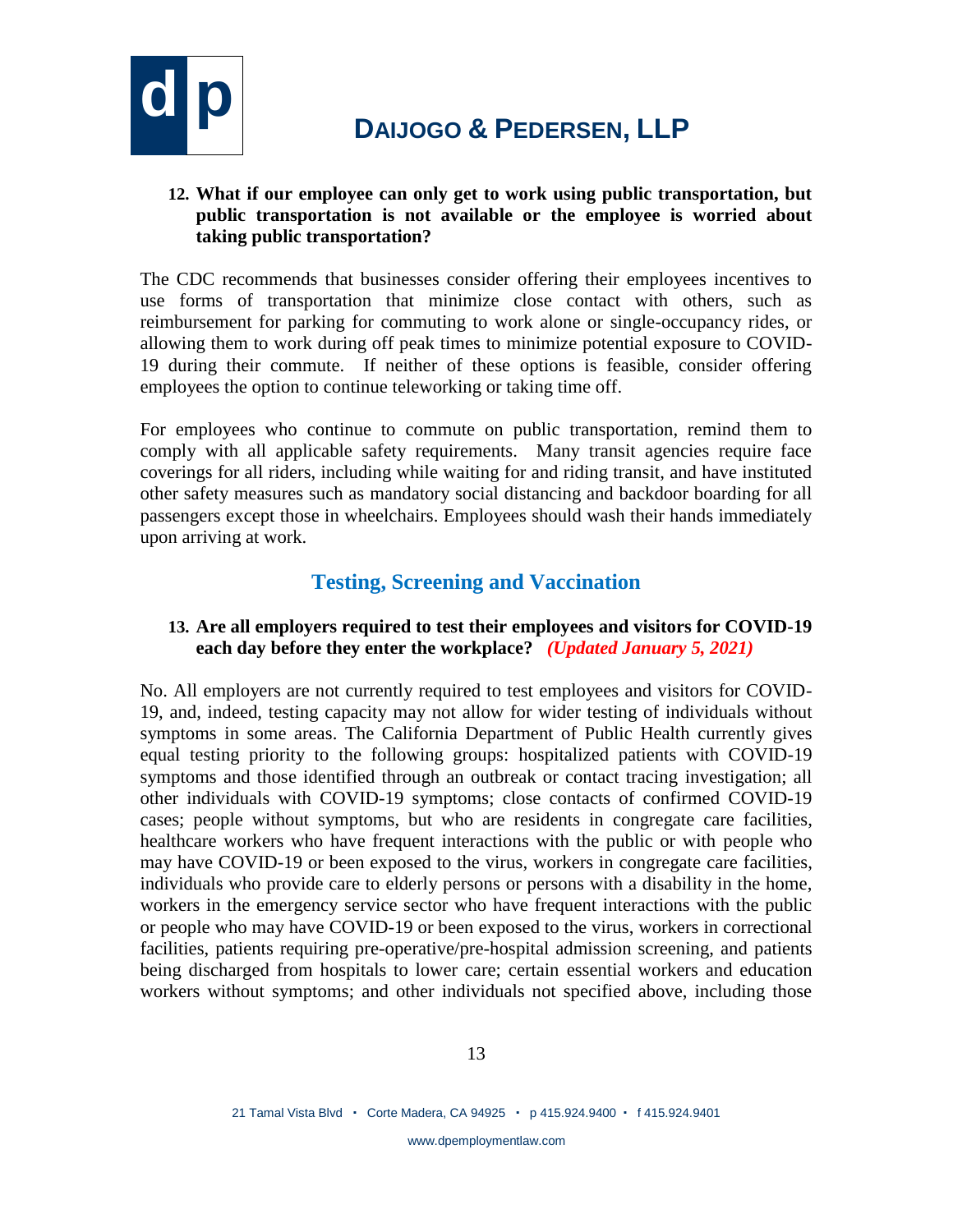**12. What if our employee can only get to work using public transportation, but public transportation is not available or the employee is worried about taking public transportation?**

The CDC recommends that businesses consider offering their employees incentives to use forms of transportation that minimize close contact with others, such as reimbursement for parking for commuting to work alone or single-occupancy rides, or allowing them to work during off peak times to minimize potential exposure to COVID-19 during their commute. If neither of these options is feasible, consider offering employees the option to continue teleworking or taking time off.

For employees who continue to commute on public transportation, remind them to comply with all applicable safety requirements. Many transit agencies require face coverings for all riders, including while waiting for and riding transit, and have instituted other safety measures such as mandatory social distancing and backdoor boarding for all passengers except those in wheelchairs. Employees should wash their hands immediately upon arriving at work.

## Testing, Screening and Vaccination

**13. Are all employers required to test their employees and visitors for COVID-19 each day before they enter the workplace?** ***(Updated January 5, 2021)***

No. All employers are not currently required to test employees and visitors for COVID-19, and, indeed, testing capacity may not allow for wider testing of individuals without symptoms in some areas. The California Department of Public Health currently gives equal testing priority to the following groups: hospitalized patients with COVID-19 symptoms and those identified through an outbreak or contact tracing investigation; all other individuals with COVID-19 symptoms; close contacts of confirmed COVID-19 cases; people without symptoms, but who are residents in congregate care facilities, healthcare workers who have frequent interactions with the public or with people who may have COVID-19 or been exposed to the virus, workers in congregate care facilities, individuals who provide care to elderly persons or persons with a disability in the home, workers in the emergency service sector who have frequent interactions with the public or people who may have COVID-19 or been exposed to the virus, workers in correctional facilities, patients requiring pre-operative/pre-hospital admission screening, and patients being discharged from hospitals to lower care; certain essential workers and education workers without symptoms; and other individuals not specified above, including those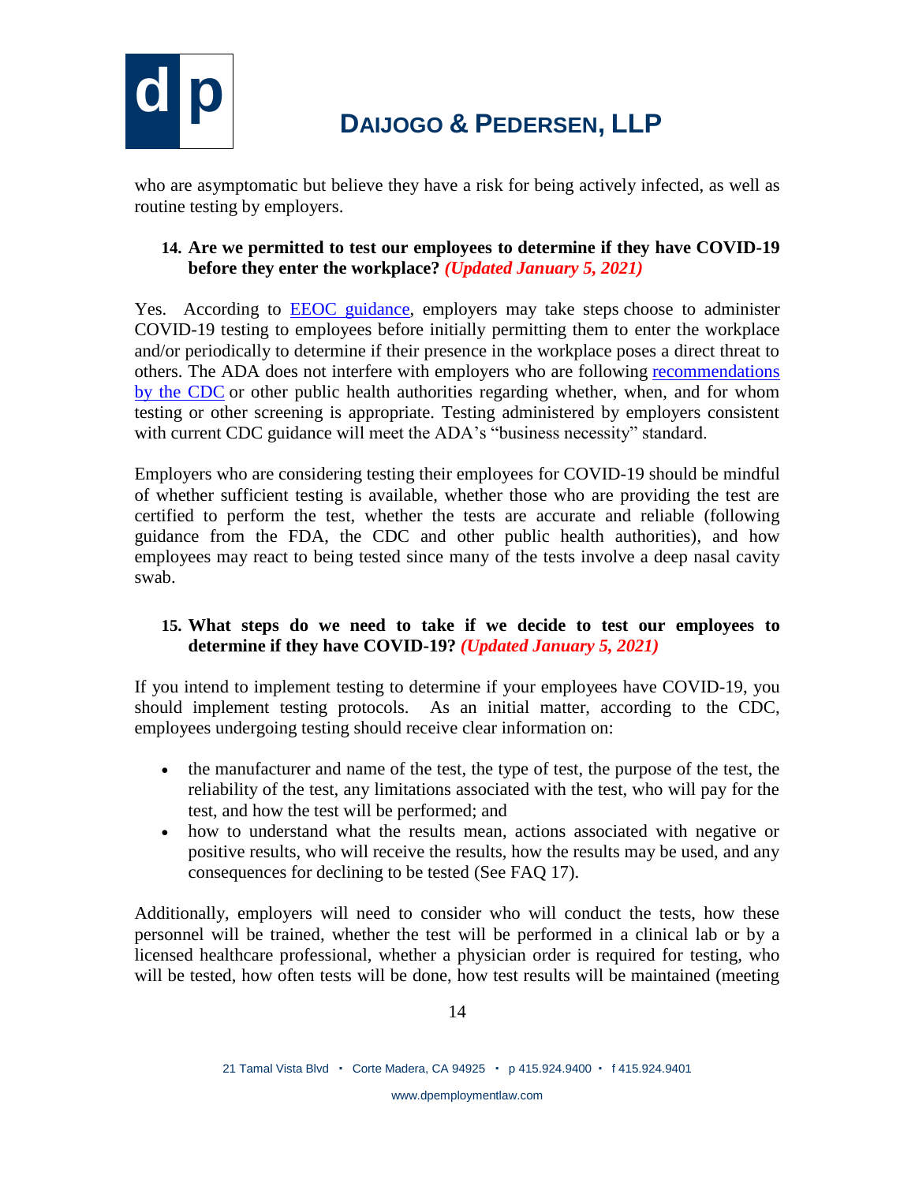who are asymptomatic but believe they have a risk for being actively infected, as well as routine testing by employers.

**14. Are we permitted to test our employees to determine if they have COVID-19 before they enter the workplace?** ***(Updated January 5, 2021)***

Yes. According to [EEOC guidance](), employers may take steps choose to administer COVID-19 testing to employees before initially permitting them to enter the workplace and/or periodically to determine if their presence in the workplace poses a direct threat to others. The ADA does not interfere with employers who are following [recommendations by the CDC]() or other public health authorities regarding whether, when, and for whom testing or other screening is appropriate. Testing administered by employers consistent with current CDC guidance will meet the ADA's "business necessity" standard.

Employers who are considering testing their employees for COVID-19 should be mindful of whether sufficient testing is available, whether those who are providing the test are certified to perform the test, whether the tests are accurate and reliable (following guidance from the FDA, the CDC and other public health authorities), and how employees may react to being tested since many of the tests involve a deep nasal cavity swab.

**15. What steps do we need to take if we decide to test our employees to determine if they have COVID-19?** ***(Updated January 5, 2021)***

If you intend to implement testing to determine if your employees have COVID-19, you should implement testing protocols. As an initial matter, according to the CDC, employees undergoing testing should receive clear information on:

- the manufacturer and name of the test, the type of test, the purpose of the test, the reliability of the test, any limitations associated with the test, who will pay for the test, and how the test will be performed; and
- how to understand what the results mean, actions associated with negative or positive results, who will receive the results, how the results may be used, and any consequences for declining to be tested (See FAQ 17).

Additionally, employers will need to consider who will conduct the tests, how these personnel will be trained, whether the test will be performed in a clinical lab or by a licensed healthcare professional, whether a physician order is required for testing, who will be tested, how often tests will be done, how test results will be maintained (meeting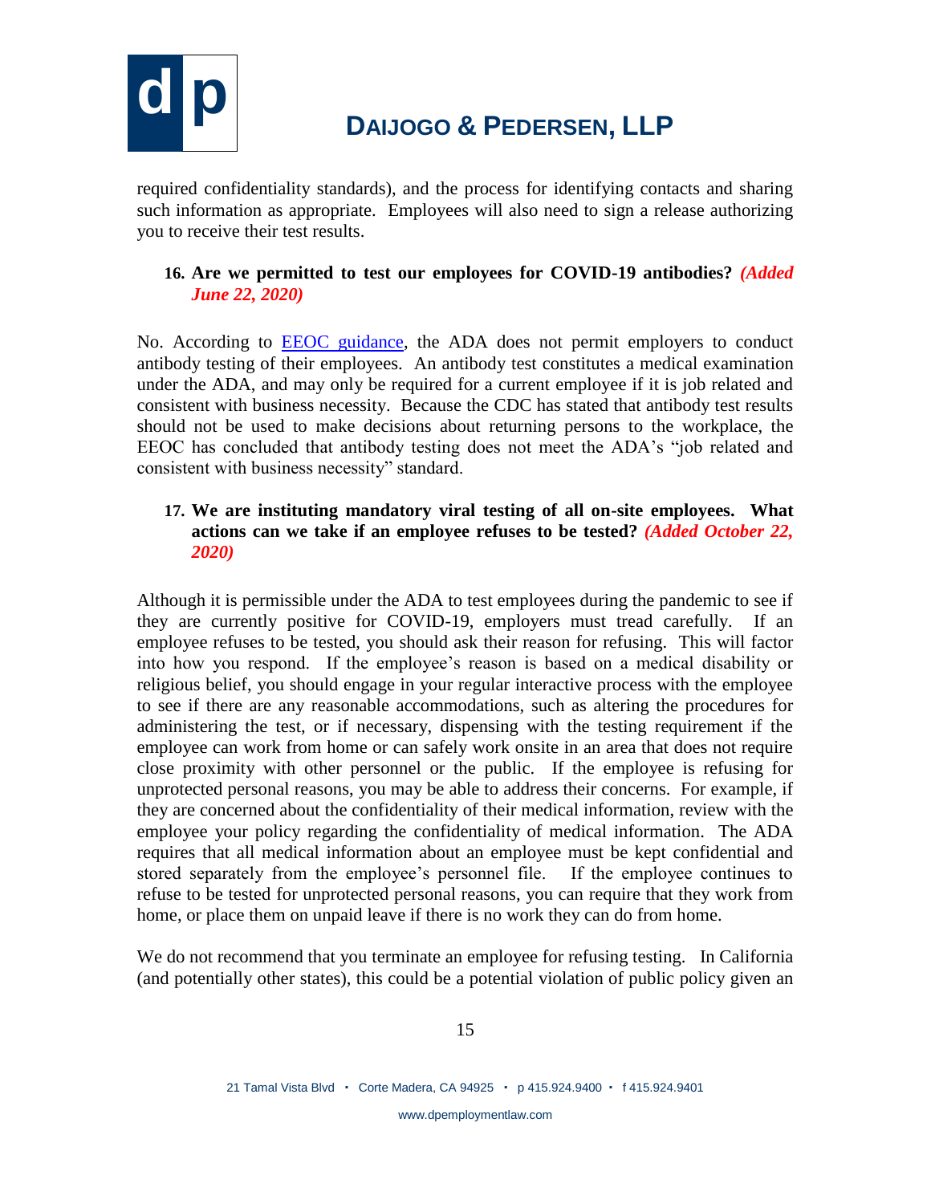required confidentiality standards), and the process for identifying contacts and sharing such information as appropriate. Employees will also need to sign a release authorizing you to receive their test results.

**16. Are we permitted to test our employees for COVID-19 antibodies?** ***(Added June 22, 2020)***

No. According to [EEOC guidance](), the ADA does not permit employers to conduct antibody testing of their employees. An antibody test constitutes a medical examination under the ADA, and may only be required for a current employee if it is job related and consistent with business necessity. Because the CDC has stated that antibody test results should not be used to make decisions about returning persons to the workplace, the EEOC has concluded that antibody testing does not meet the ADA's "job related and consistent with business necessity" standard.

**17. We are instituting mandatory viral testing of all on-site employees. What actions can we take if an employee refuses to be tested?** ***(Added October 22, 2020)***

Although it is permissible under the ADA to test employees during the pandemic to see if they are currently positive for COVID-19, employers must tread carefully. If an employee refuses to be tested, you should ask their reason for refusing. This will factor into how you respond. If the employee's reason is based on a medical disability or religious belief, you should engage in your regular interactive process with the employee to see if there are any reasonable accommodations, such as altering the procedures for administering the test, or if necessary, dispensing with the testing requirement if the employee can work from home or can safely work onsite in an area that does not require close proximity with other personnel or the public. If the employee is refusing for unprotected personal reasons, you may be able to address their concerns. For example, if they are concerned about the confidentiality of their medical information, review with the employee your policy regarding the confidentiality of medical information. The ADA requires that all medical information about an employee must be kept confidential and stored separately from the employee's personnel file. If the employee continues to refuse to be tested for unprotected personal reasons, you can require that they work from home, or place them on unpaid leave if there is no work they can do from home.

We do not recommend that you terminate an employee for refusing testing. In California (and potentially other states), this could be a potential violation of public policy given an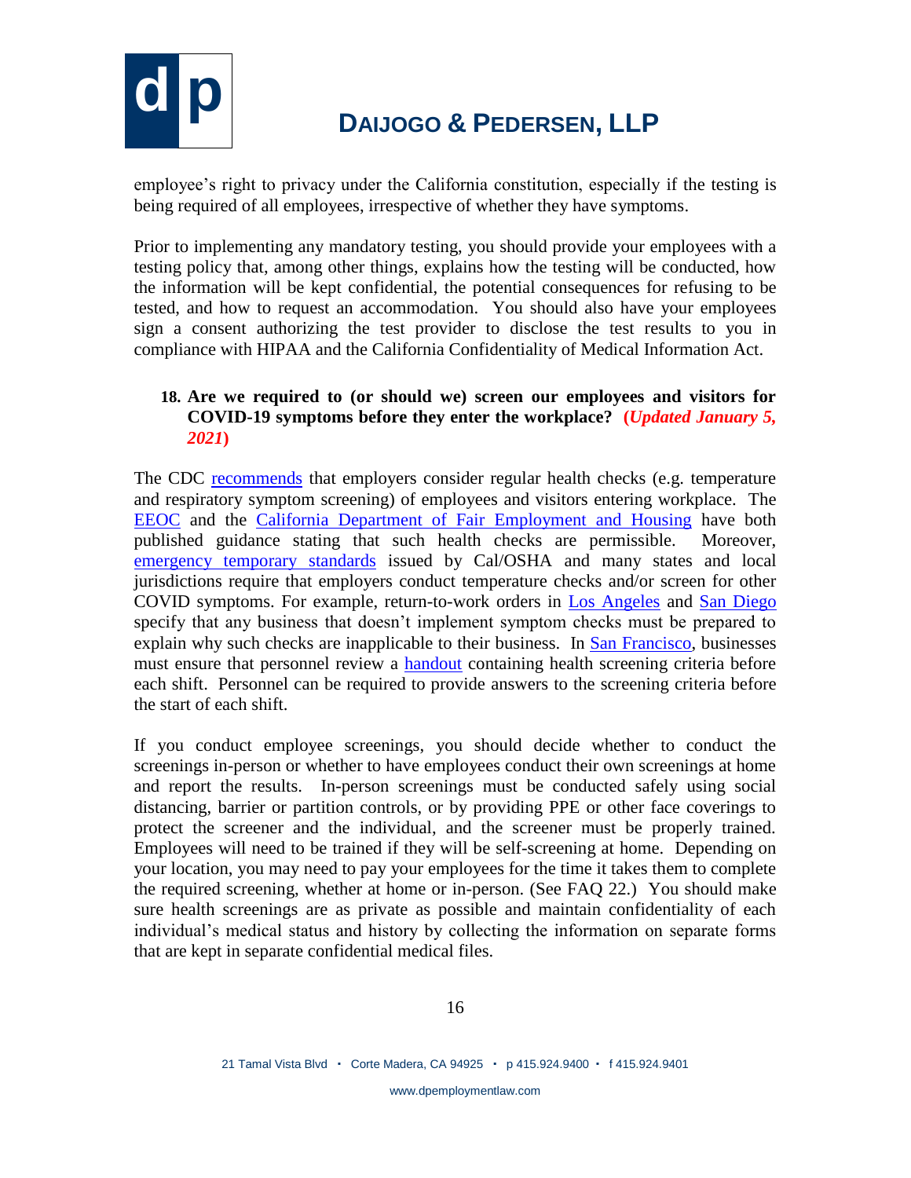employee's right to privacy under the California constitution, especially if the testing is being required of all employees, irrespective of whether they have symptoms.

Prior to implementing any mandatory testing, you should provide your employees with a testing policy that, among other things, explains how the testing will be conducted, how the information will be kept confidential, the potential consequences for refusing to be tested, and how to request an accommodation. You should also have your employees sign a consent authorizing the test provider to disclose the test results to you in compliance with HIPAA and the California Confidentiality of Medical Information Act.

### 18. Are we required to (or should we) screen our employees and visitors for COVID-19 symptoms before they enter the workplace? (*Updated January 5, 2021*)

The CDC recommends that employers consider regular health checks (e.g. temperature and respiratory symptom screening) of employees and visitors entering workplace. The EEOC and the California Department of Fair Employment and Housing have both published guidance stating that such health checks are permissible. Moreover, emergency temporary standards issued by Cal/OSHA and many states and local jurisdictions require that employers conduct temperature checks and/or screen for other COVID symptoms. For example, return-to-work orders in Los Angeles and San Diego specify that any business that doesn't implement symptom checks must be prepared to explain why such checks are inapplicable to their business. In San Francisco, businesses must ensure that personnel review a handout containing health screening criteria before each shift. Personnel can be required to provide answers to the screening criteria before the start of each shift.

If you conduct employee screenings, you should decide whether to conduct the screenings in-person or whether to have employees conduct their own screenings at home and report the results. In-person screenings must be conducted safely using social distancing, barrier or partition controls, or by providing PPE or other face coverings to protect the screener and the individual, and the screener must be properly trained. Employees will need to be trained if they will be self-screening at home. Depending on your location, you may need to pay your employees for the time it takes them to complete the required screening, whether at home or in-person. (See FAQ 22.) You should make sure health screenings are as private as possible and maintain confidentiality of each individual's medical status and history by collecting the information on separate forms that are kept in separate confidential medical files.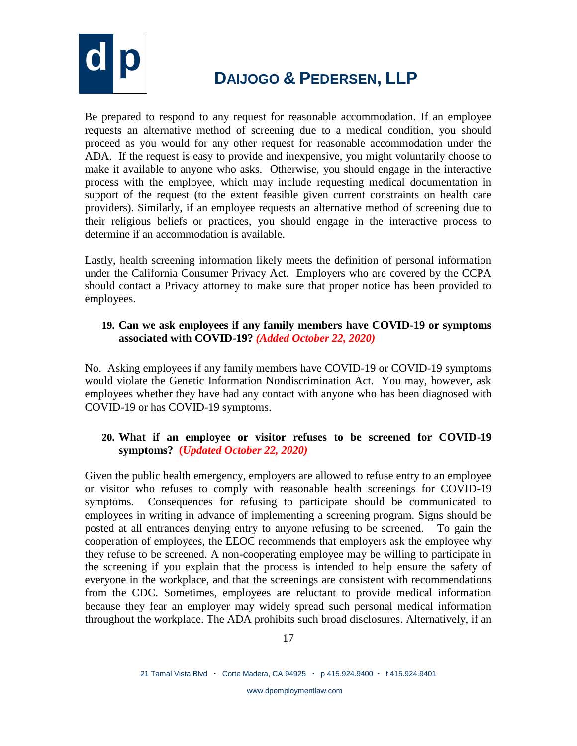Be prepared to respond to any request for reasonable accommodation. If an employee requests an alternative method of screening due to a medical condition, you should proceed as you would for any other request for reasonable accommodation under the ADA. If the request is easy to provide and inexpensive, you might voluntarily choose to make it available to anyone who asks. Otherwise, you should engage in the interactive process with the employee, which may include requesting medical documentation in support of the request (to the extent feasible given current constraints on health care providers). Similarly, if an employee requests an alternative method of screening due to their religious beliefs or practices, you should engage in the interactive process to determine if an accommodation is available.

Lastly, health screening information likely meets the definition of personal information under the California Consumer Privacy Act. Employers who are covered by the CCPA should contact a Privacy attorney to make sure that proper notice has been provided to employees.

**19. Can we ask employees if any family members have COVID-19 or symptoms associated with COVID-19?** ***(Added October 22, 2020)***

No. Asking employees if any family members have COVID-19 or COVID-19 symptoms would violate the Genetic Information Nondiscrimination Act. You may, however, ask employees whether they have had any contact with anyone who has been diagnosed with COVID-19 or has COVID-19 symptoms.

**20. What if an employee or visitor refuses to be screened for COVID-19 symptoms?** ***(Updated October 22, 2020)***

Given the public health emergency, employers are allowed to refuse entry to an employee or visitor who refuses to comply with reasonable health screenings for COVID-19 symptoms. Consequences for refusing to participate should be communicated to employees in writing in advance of implementing a screening program. Signs should be posted at all entrances denying entry to anyone refusing to be screened. To gain the cooperation of employees, the EEOC recommends that employers ask the employee why they refuse to be screened. A non-cooperating employee may be willing to participate in the screening if you explain that the process is intended to help ensure the safety of everyone in the workplace, and that the screenings are consistent with recommendations from the CDC. Sometimes, employees are reluctant to provide medical information because they fear an employer may widely spread such personal medical information throughout the workplace. The ADA prohibits such broad disclosures. Alternatively, if an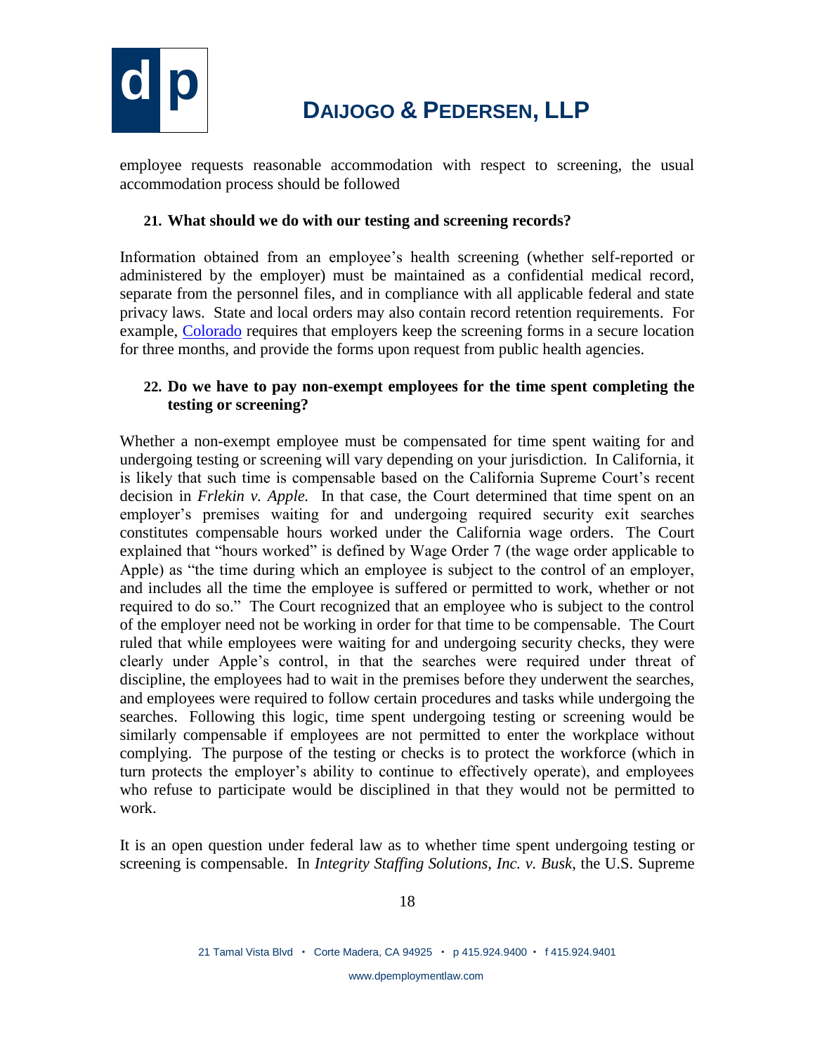employee requests reasonable accommodation with respect to screening, the usual accommodation process should be followed

**21. What should we do with our testing and screening records?**

Information obtained from an employee's health screening (whether self-reported or administered by the employer) must be maintained as a confidential medical record, separate from the personnel files, and in compliance with all applicable federal and state privacy laws. State and local orders may also contain record retention requirements. For example, Colorado requires that employers keep the screening forms in a secure location for three months, and provide the forms upon request from public health agencies.

**22. Do we have to pay non-exempt employees for the time spent completing the testing or screening?**

Whether a non-exempt employee must be compensated for time spent waiting for and undergoing testing or screening will vary depending on your jurisdiction. In California, it is likely that such time is compensable based on the California Supreme Court's recent decision in *Frlekin v. Apple.* In that case, the Court determined that time spent on an employer's premises waiting for and undergoing required security exit searches constitutes compensable hours worked under the California wage orders. The Court explained that "hours worked" is defined by Wage Order 7 (the wage order applicable to Apple) as "the time during which an employee is subject to the control of an employer, and includes all the time the employee is suffered or permitted to work, whether or not required to do so." The Court recognized that an employee who is subject to the control of the employer need not be working in order for that time to be compensable. The Court ruled that while employees were waiting for and undergoing security checks, they were clearly under Apple's control, in that the searches were required under threat of discipline, the employees had to wait in the premises before they underwent the searches, and employees were required to follow certain procedures and tasks while undergoing the searches. Following this logic, time spent undergoing testing or screening would be similarly compensable if employees are not permitted to enter the workplace without complying. The purpose of the testing or checks is to protect the workforce (which in turn protects the employer's ability to continue to effectively operate), and employees who refuse to participate would be disciplined in that they would not be permitted to work.

It is an open question under federal law as to whether time spent undergoing testing or screening is compensable. In *Integrity Staffing Solutions, Inc. v. Busk*, the U.S. Supreme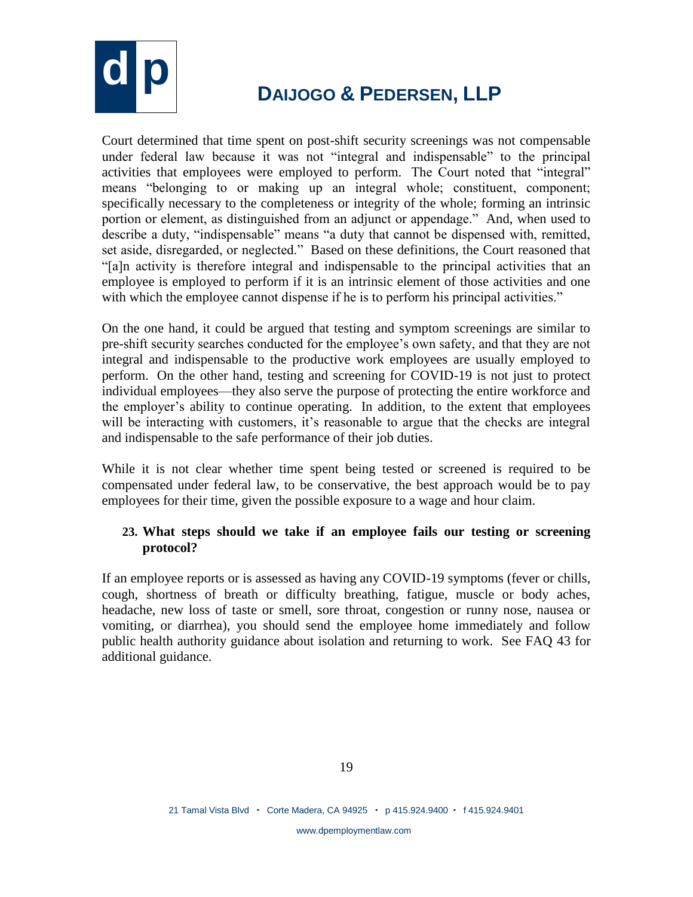Court determined that time spent on post-shift security screenings was not compensable under federal law because it was not "integral and indispensable" to the principal activities that employees were employed to perform. The Court noted that "integral" means "belonging to or making up an integral whole; constituent, component; specifically necessary to the completeness or integrity of the whole; forming an intrinsic portion or element, as distinguished from an adjunct or appendage." And, when used to describe a duty, "indispensable" means "a duty that cannot be dispensed with, remitted, set aside, disregarded, or neglected." Based on these definitions, the Court reasoned that "[a]n activity is therefore integral and indispensable to the principal activities that an employee is employed to perform if it is an intrinsic element of those activities and one with which the employee cannot dispense if he is to perform his principal activities."

On the one hand, it could be argued that testing and symptom screenings are similar to pre-shift security searches conducted for the employee's own safety, and that they are not integral and indispensable to the productive work employees are usually employed to perform. On the other hand, testing and screening for COVID-19 is not just to protect individual employees—they also serve the purpose of protecting the entire workforce and the employer's ability to continue operating. In addition, to the extent that employees will be interacting with customers, it's reasonable to argue that the checks are integral and indispensable to the safe performance of their job duties.

While it is not clear whether time spent being tested or screened is required to be compensated under federal law, to be conservative, the best approach would be to pay employees for their time, given the possible exposure to a wage and hour claim.

### 23. What steps should we take if an employee fails our testing or screening protocol?

If an employee reports or is assessed as having any COVID-19 symptoms (fever or chills, cough, shortness of breath or difficulty breathing, fatigue, muscle or body aches, headache, new loss of taste or smell, sore throat, congestion or runny nose, nausea or vomiting, or diarrhea), you should send the employee home immediately and follow public health authority guidance about isolation and returning to work. See FAQ 43 for additional guidance.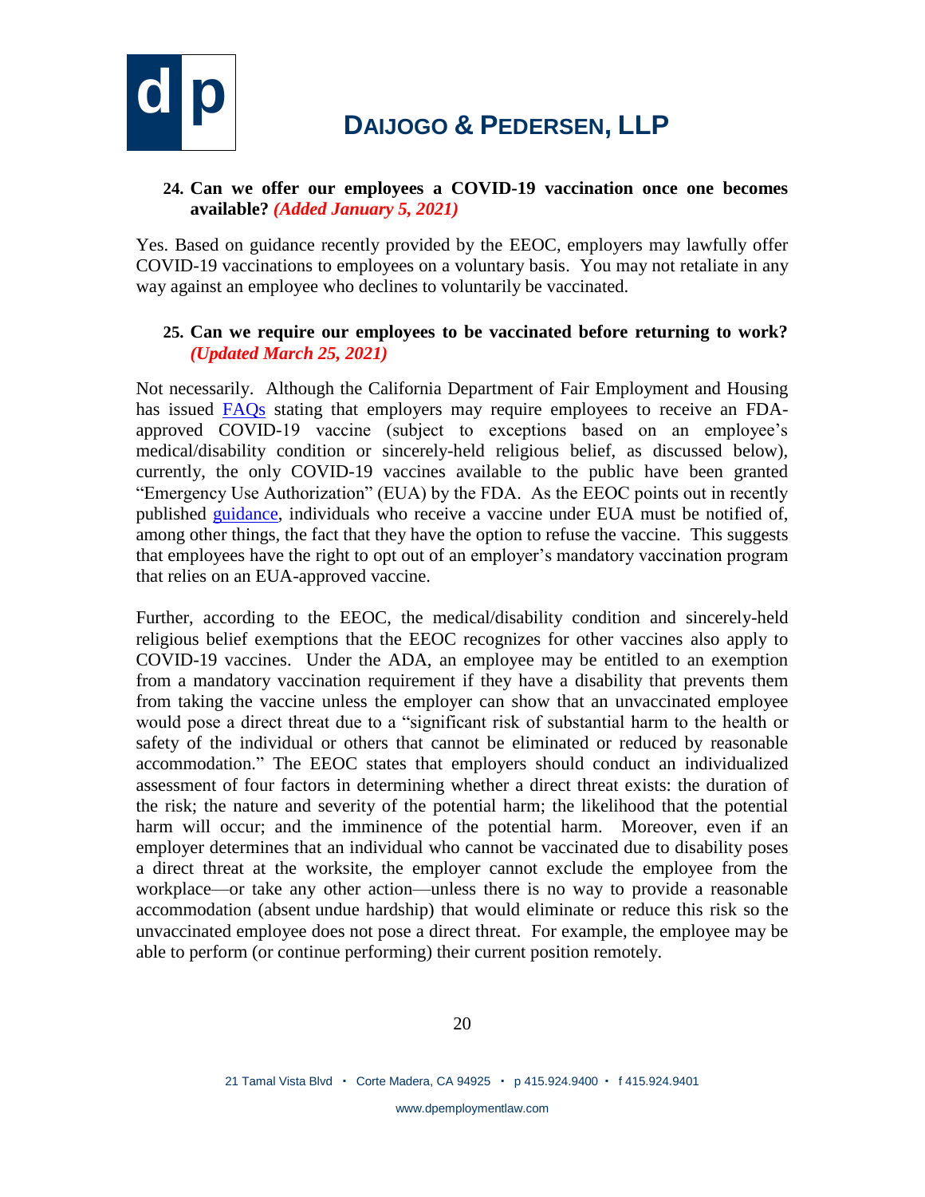**24. Can we offer our employees a COVID-19 vaccination once one becomes available?** ***(Added January 5, 2021)***

Yes. Based on guidance recently provided by the EEOC, employers may lawfully offer COVID-19 vaccinations to employees on a voluntary basis. You may not retaliate in any way against an employee who declines to voluntarily be vaccinated.

**25. Can we require our employees to be vaccinated before returning to work?** ***(Updated March 25, 2021)***

Not necessarily. Although the California Department of Fair Employment and Housing has issued FAQs stating that employers may require employees to receive an FDA-approved COVID-19 vaccine (subject to exceptions based on an employee's medical/disability condition or sincerely-held religious belief, as discussed below), currently, the only COVID-19 vaccines available to the public have been granted "Emergency Use Authorization" (EUA) by the FDA. As the EEOC points out in recently published guidance, individuals who receive a vaccine under EUA must be notified of, among other things, the fact that they have the option to refuse the vaccine. This suggests that employees have the right to opt out of an employer's mandatory vaccination program that relies on an EUA-approved vaccine.

Further, according to the EEOC, the medical/disability condition and sincerely-held religious belief exemptions that the EEOC recognizes for other vaccines also apply to COVID-19 vaccines. Under the ADA, an employee may be entitled to an exemption from a mandatory vaccination requirement if they have a disability that prevents them from taking the vaccine unless the employer can show that an unvaccinated employee would pose a direct threat due to a "significant risk of substantial harm to the health or safety of the individual or others that cannot be eliminated or reduced by reasonable accommodation." The EEOC states that employers should conduct an individualized assessment of four factors in determining whether a direct threat exists: the duration of the risk; the nature and severity of the potential harm; the likelihood that the potential harm will occur; and the imminence of the potential harm. Moreover, even if an employer determines that an individual who cannot be vaccinated due to disability poses a direct threat at the worksite, the employer cannot exclude the employee from the workplace—or take any other action—unless there is no way to provide a reasonable accommodation (absent undue hardship) that would eliminate or reduce this risk so the unvaccinated employee does not pose a direct threat. For example, the employee may be able to perform (or continue performing) their current position remotely.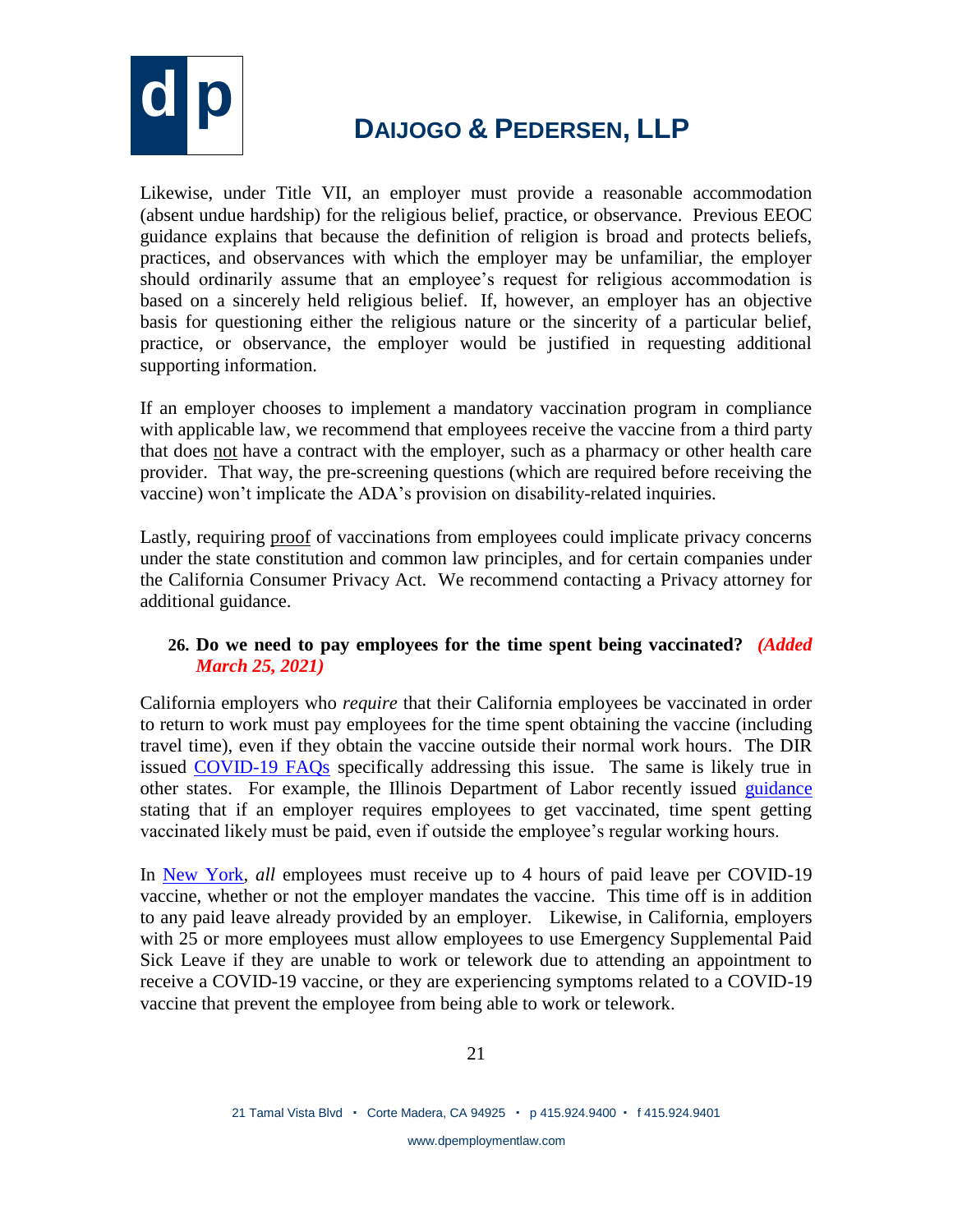Likewise, under Title VII, an employer must provide a reasonable accommodation (absent undue hardship) for the religious belief, practice, or observance. Previous EEOC guidance explains that because the definition of religion is broad and protects beliefs, practices, and observances with which the employer may be unfamiliar, the employer should ordinarily assume that an employee's request for religious accommodation is based on a sincerely held religious belief. If, however, an employer has an objective basis for questioning either the religious nature or the sincerity of a particular belief, practice, or observance, the employer would be justified in requesting additional supporting information.

If an employer chooses to implement a mandatory vaccination program in compliance with applicable law, we recommend that employees receive the vaccine from a third party that does not have a contract with the employer, such as a pharmacy or other health care provider. That way, the pre-screening questions (which are required before receiving the vaccine) won't implicate the ADA's provision on disability-related inquiries.

Lastly, requiring proof of vaccinations from employees could implicate privacy concerns under the state constitution and common law principles, and for certain companies under the California Consumer Privacy Act. We recommend contacting a Privacy attorney for additional guidance.

**26. Do we need to pay employees for the time spent being vaccinated?** ***(Added March 25, 2021)***

California employers who *require* that their California employees be vaccinated in order to return to work must pay employees for the time spent obtaining the vaccine (including travel time), even if they obtain the vaccine outside their normal work hours. The DIR issued COVID-19 FAQs specifically addressing this issue. The same is likely true in other states. For example, the Illinois Department of Labor recently issued guidance stating that if an employer requires employees to get vaccinated, time spent getting vaccinated likely must be paid, even if outside the employee's regular working hours.

In New York, *all* employees must receive up to 4 hours of paid leave per COVID-19 vaccine, whether or not the employer mandates the vaccine. This time off is in addition to any paid leave already provided by an employer. Likewise, in California, employers with 25 or more employees must allow employees to use Emergency Supplemental Paid Sick Leave if they are unable to work or telework due to attending an appointment to receive a COVID-19 vaccine, or they are experiencing symptoms related to a COVID-19 vaccine that prevent the employee from being able to work or telework.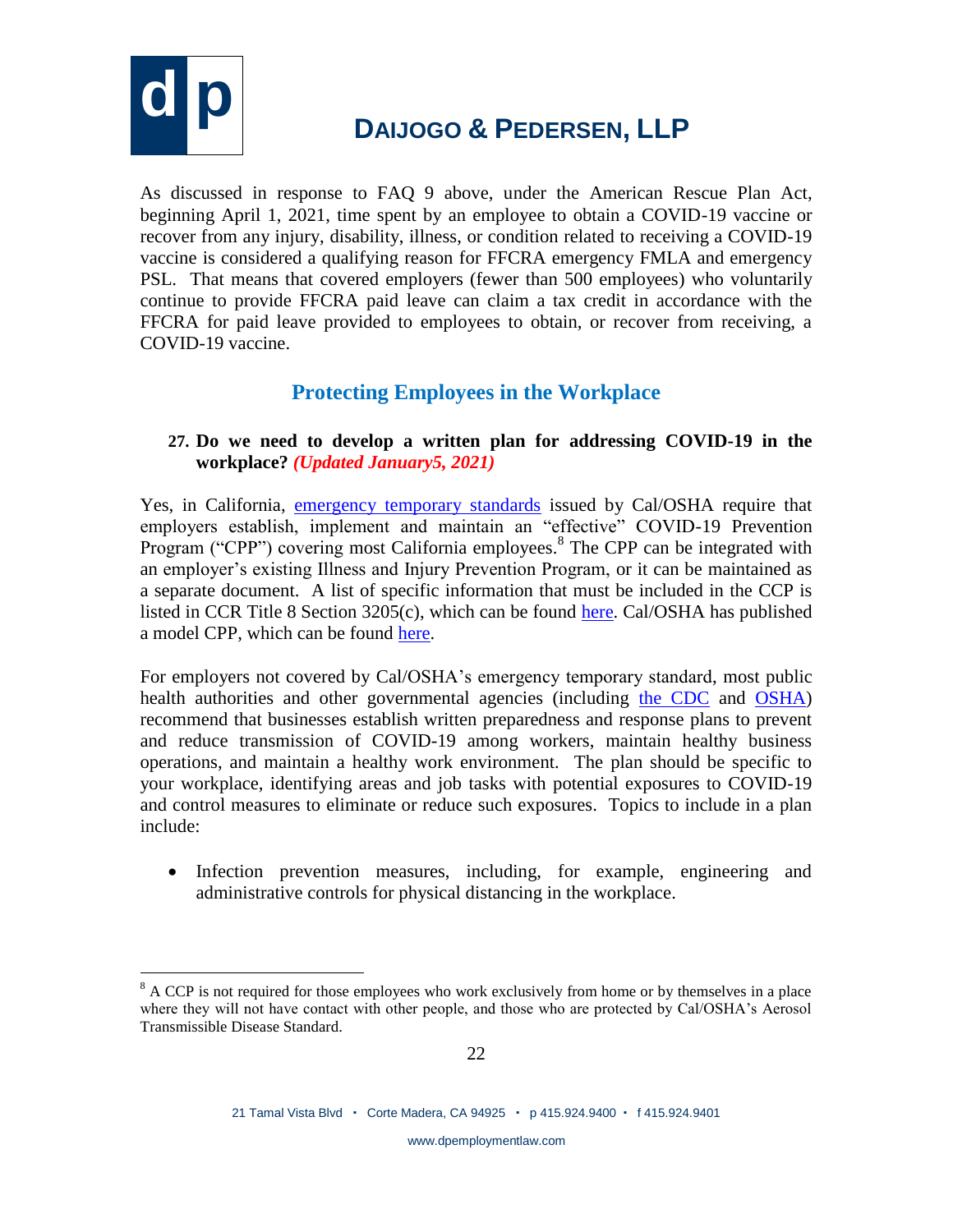As discussed in response to FAQ 9 above, under the American Rescue Plan Act, beginning April 1, 2021, time spent by an employee to obtain a COVID-19 vaccine or recover from any injury, disability, illness, or condition related to receiving a COVID-19 vaccine is considered a qualifying reason for FFCRA emergency FMLA and emergency PSL. That means that covered employers (fewer than 500 employees) who voluntarily continue to provide FFCRA paid leave can claim a tax credit in accordance with the FFCRA for paid leave provided to employees to obtain, or recover from receiving, a COVID-19 vaccine.

## Protecting Employees in the Workplace

**27. Do we need to develop a written plan for addressing COVID-19 in the workplace?** ***(Updated January5, 2021)***

Yes, in California, emergency temporary standards issued by Cal/OSHA require that employers establish, implement and maintain an "effective" COVID-19 Prevention Program ("CPP") covering most California employees.[8] The CPP can be integrated with an employer's existing Illness and Injury Prevention Program, or it can be maintained as a separate document. A list of specific information that must be included in the CCP is listed in CCR Title 8 Section 3205(c), which can be found here. Cal/OSHA has published a model CPP, which can be found here.

For employers not covered by Cal/OSHA's emergency temporary standard, most public health authorities and other governmental agencies (including the CDC and OSHA) recommend that businesses establish written preparedness and response plans to prevent and reduce transmission of COVID-19 among workers, maintain healthy business operations, and maintain a healthy work environment. The plan should be specific to your workplace, identifying areas and job tasks with potential exposures to COVID-19 and control measures to eliminate or reduce such exposures. Topics to include in a plan include:

- Infection prevention measures, including, for example, engineering and administrative controls for physical distancing in the workplace.

[8] A CCP is not required for those employees who work exclusively from home or by themselves in a place where they will not have contact with other people, and those who are protected by Cal/OSHA's Aerosol Transmissible Disease Standard.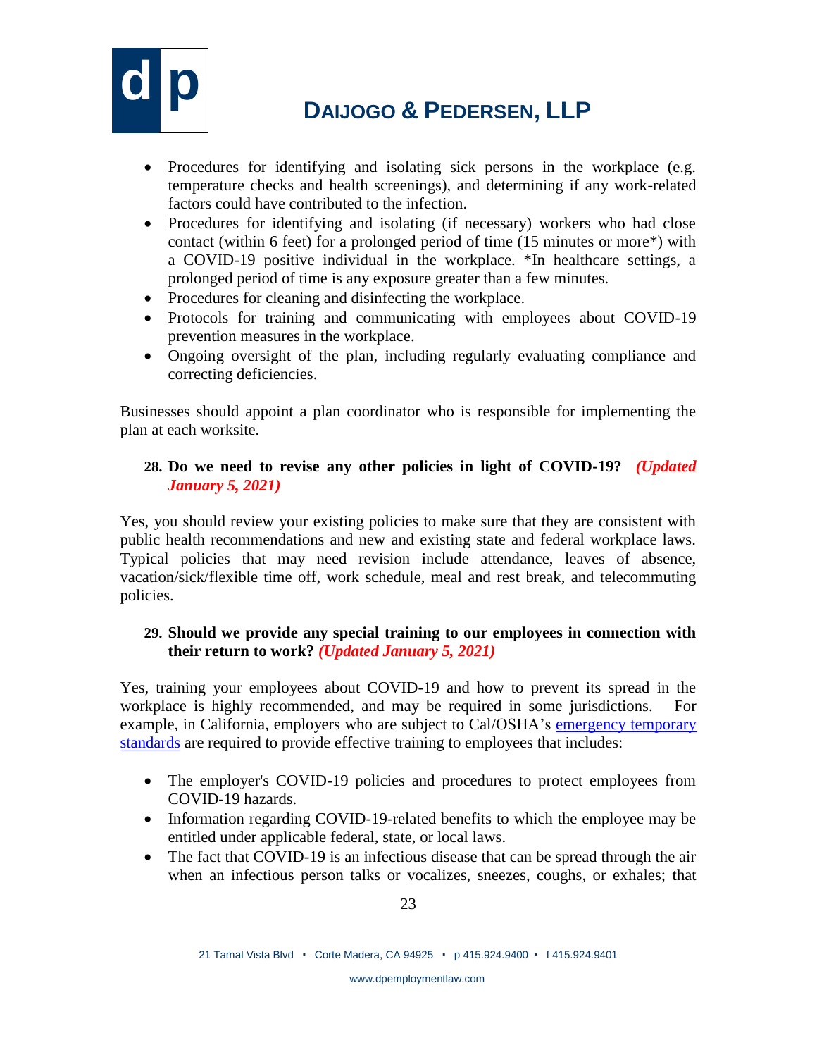- Procedures for identifying and isolating sick persons in the workplace (e.g. temperature checks and health screenings), and determining if any work-related factors could have contributed to the infection.
- Procedures for identifying and isolating (if necessary) workers who had close contact (within 6 feet) for a prolonged period of time (15 minutes or more*) with a COVID-19 positive individual in the workplace. *In healthcare settings, a prolonged period of time is any exposure greater than a few minutes.
- Procedures for cleaning and disinfecting the workplace.
- Protocols for training and communicating with employees about COVID-19 prevention measures in the workplace.
- Ongoing oversight of the plan, including regularly evaluating compliance and correcting deficiencies.

Businesses should appoint a plan coordinator who is responsible for implementing the plan at each worksite.

### 28. Do we need to revise any other policies in light of COVID-19? *(Updated January 5, 2021)*

Yes, you should review your existing policies to make sure that they are consistent with public health recommendations and new and existing state and federal workplace laws. Typical policies that may need revision include attendance, leaves of absence, vacation/sick/flexible time off, work schedule, meal and rest break, and telecommuting policies.

### 29. Should we provide any special training to our employees in connection with their return to work? *(Updated January 5, 2021)*

Yes, training your employees about COVID-19 and how to prevent its spread in the workplace is highly recommended, and may be required in some jurisdictions. For example, in California, employers who are subject to Cal/OSHA's emergency temporary standards are required to provide effective training to employees that includes:

- The employer's COVID-19 policies and procedures to protect employees from COVID-19 hazards.
- Information regarding COVID-19-related benefits to which the employee may be entitled under applicable federal, state, or local laws.
- The fact that COVID-19 is an infectious disease that can be spread through the air when an infectious person talks or vocalizes, sneezes, coughs, or exhales; that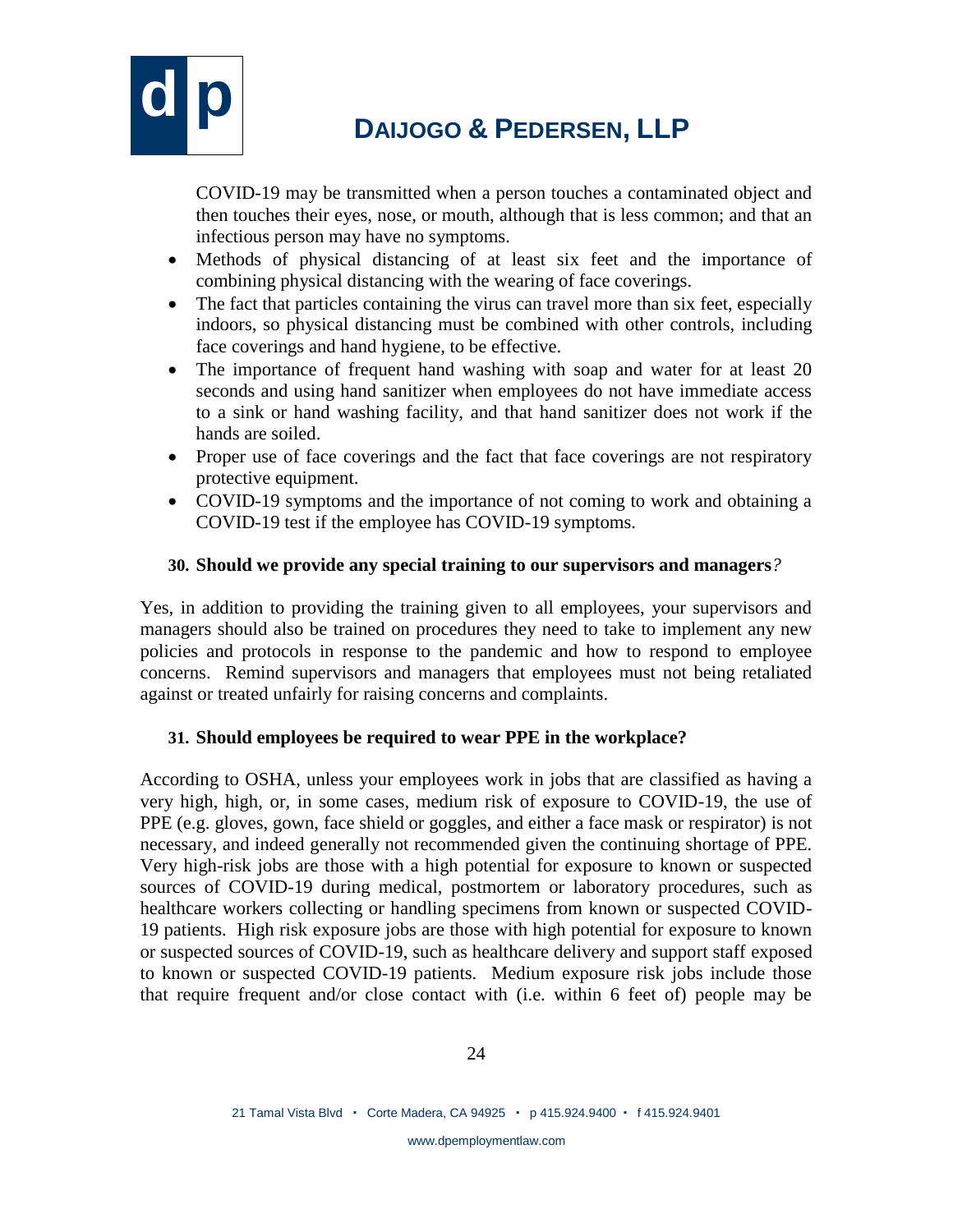COVID-19 may be transmitted when a person touches a contaminated object and then touches their eyes, nose, or mouth, although that is less common; and that an infectious person may have no symptoms.

- Methods of physical distancing of at least six feet and the importance of combining physical distancing with the wearing of face coverings.
- The fact that particles containing the virus can travel more than six feet, especially indoors, so physical distancing must be combined with other controls, including face coverings and hand hygiene, to be effective.
- The importance of frequent hand washing with soap and water for at least 20 seconds and using hand sanitizer when employees do not have immediate access to a sink or hand washing facility, and that hand sanitizer does not work if the hands are soiled.
- Proper use of face coverings and the fact that face coverings are not respiratory protective equipment.
- COVID-19 symptoms and the importance of not coming to work and obtaining a COVID-19 test if the employee has COVID-19 symptoms.

### 30. Should we provide any special training to our supervisors and managers*?*

Yes, in addition to providing the training given to all employees, your supervisors and managers should also be trained on procedures they need to take to implement any new policies and protocols in response to the pandemic and how to respond to employee concerns. Remind supervisors and managers that employees must not being retaliated against or treated unfairly for raising concerns and complaints.

### 31. Should employees be required to wear PPE in the workplace?

According to OSHA, unless your employees work in jobs that are classified as having a very high, high, or, in some cases, medium risk of exposure to COVID-19, the use of PPE (e.g. gloves, gown, face shield or goggles, and either a face mask or respirator) is not necessary, and indeed generally not recommended given the continuing shortage of PPE. Very high-risk jobs are those with a high potential for exposure to known or suspected sources of COVID-19 during medical, postmortem or laboratory procedures, such as healthcare workers collecting or handling specimens from known or suspected COVID-19 patients. High risk exposure jobs are those with high potential for exposure to known or suspected sources of COVID-19, such as healthcare delivery and support staff exposed to known or suspected COVID-19 patients. Medium exposure risk jobs include those that require frequent and/or close contact with (i.e. within 6 feet of) people may be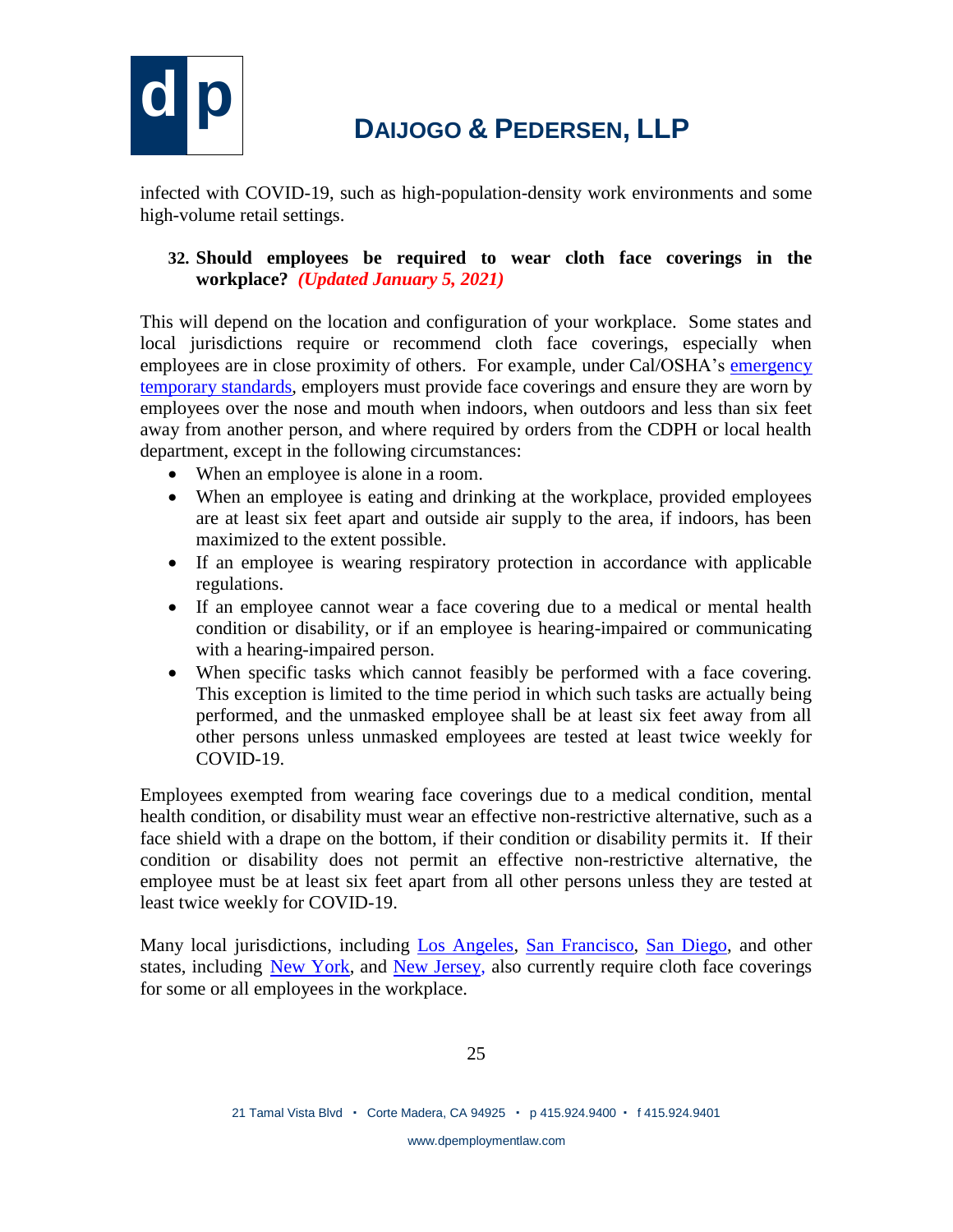infected with COVID-19, such as high-population-density work environments and some high-volume retail settings.

**32. Should employees be required to wear cloth face coverings in the workplace?** ***(Updated January 5, 2021)***

This will depend on the location and configuration of your workplace. Some states and local jurisdictions require or recommend cloth face coverings, especially when employees are in close proximity of others. For example, under Cal/OSHA's emergency temporary standards, employers must provide face coverings and ensure they are worn by employees over the nose and mouth when indoors, when outdoors and less than six feet away from another person, and where required by orders from the CDPH or local health department, except in the following circumstances:

- When an employee is alone in a room.
- When an employee is eating and drinking at the workplace, provided employees are at least six feet apart and outside air supply to the area, if indoors, has been maximized to the extent possible.
- If an employee is wearing respiratory protection in accordance with applicable regulations.
- If an employee cannot wear a face covering due to a medical or mental health condition or disability, or if an employee is hearing-impaired or communicating with a hearing-impaired person.
- When specific tasks which cannot feasibly be performed with a face covering. This exception is limited to the time period in which such tasks are actually being performed, and the unmasked employee shall be at least six feet away from all other persons unless unmasked employees are tested at least twice weekly for COVID-19.

Employees exempted from wearing face coverings due to a medical condition, mental health condition, or disability must wear an effective non-restrictive alternative, such as a face shield with a drape on the bottom, if their condition or disability permits it. If their condition or disability does not permit an effective non-restrictive alternative, the employee must be at least six feet apart from all other persons unless they are tested at least twice weekly for COVID-19.

Many local jurisdictions, including Los Angeles, San Francisco, San Diego, and other states, including New York, and New Jersey, also currently require cloth face coverings for some or all employees in the workplace.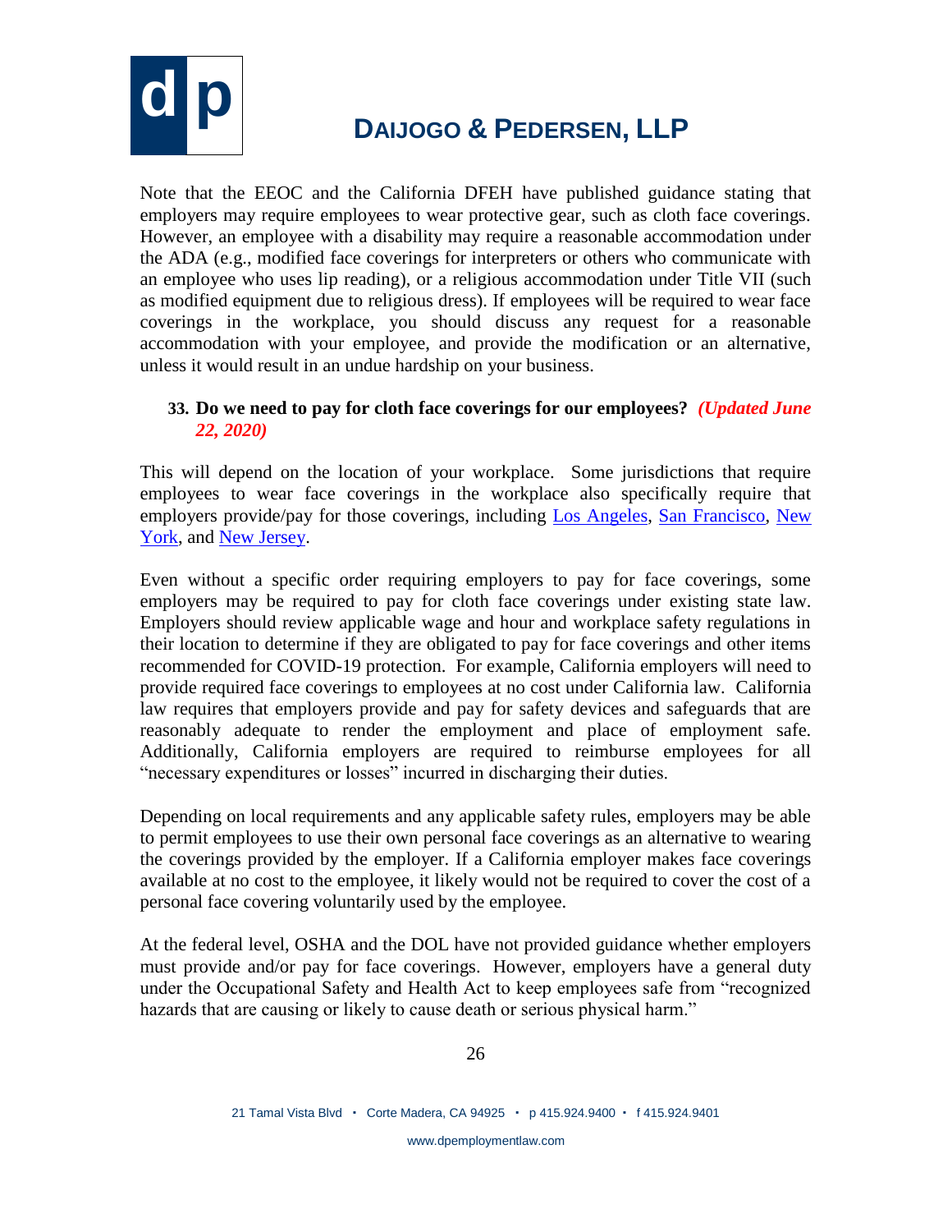Note that the EEOC and the California DFEH have published guidance stating that employers may require employees to wear protective gear, such as cloth face coverings. However, an employee with a disability may require a reasonable accommodation under the ADA (e.g., modified face coverings for interpreters or others who communicate with an employee who uses lip reading), or a religious accommodation under Title VII (such as modified equipment due to religious dress). If employees will be required to wear face coverings in the workplace, you should discuss any request for a reasonable accommodation with your employee, and provide the modification or an alternative, unless it would result in an undue hardship on your business.

### 33. Do we need to pay for cloth face coverings for our employees? *(Updated June 22, 2020)*

This will depend on the location of your workplace. Some jurisdictions that require employees to wear face coverings in the workplace also specifically require that employers provide/pay for those coverings, including Los Angeles, San Francisco, New York, and New Jersey.

Even without a specific order requiring employers to pay for face coverings, some employers may be required to pay for cloth face coverings under existing state law. Employers should review applicable wage and hour and workplace safety regulations in their location to determine if they are obligated to pay for face coverings and other items recommended for COVID-19 protection. For example, California employers will need to provide required face coverings to employees at no cost under California law. California law requires that employers provide and pay for safety devices and safeguards that are reasonably adequate to render the employment and place of employment safe. Additionally, California employers are required to reimburse employees for all "necessary expenditures or losses" incurred in discharging their duties.

Depending on local requirements and any applicable safety rules, employers may be able to permit employees to use their own personal face coverings as an alternative to wearing the coverings provided by the employer. If a California employer makes face coverings available at no cost to the employee, it likely would not be required to cover the cost of a personal face covering voluntarily used by the employee.

At the federal level, OSHA and the DOL have not provided guidance whether employers must provide and/or pay for face coverings. However, employers have a general duty under the Occupational Safety and Health Act to keep employees safe from "recognized hazards that are causing or likely to cause death or serious physical harm."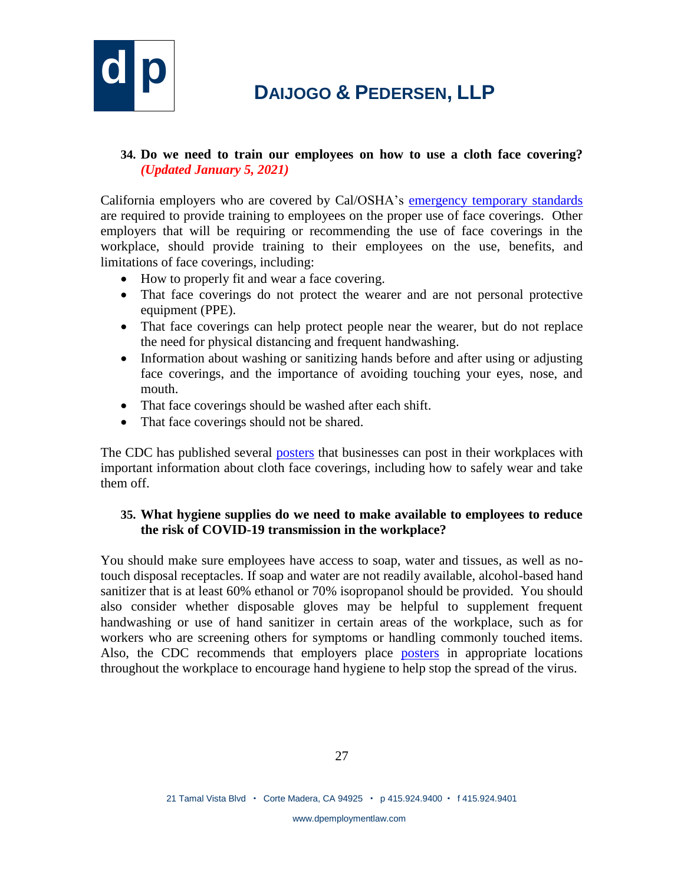### 34. Do we need to train our employees on how to use a cloth face covering? *(Updated January 5, 2021)*

California employers who are covered by Cal/OSHA's emergency temporary standards are required to provide training to employees on the proper use of face coverings. Other employers that will be requiring or recommending the use of face coverings in the workplace, should provide training to their employees on the use, benefits, and limitations of face coverings, including:

- How to properly fit and wear a face covering.
- That face coverings do not protect the wearer and are not personal protective equipment (PPE).
- That face coverings can help protect people near the wearer, but do not replace the need for physical distancing and frequent handwashing.
- Information about washing or sanitizing hands before and after using or adjusting face coverings, and the importance of avoiding touching your eyes, nose, and mouth.
- That face coverings should be washed after each shift.
- That face coverings should not be shared.

The CDC has published several posters that businesses can post in their workplaces with important information about cloth face coverings, including how to safely wear and take them off.

### 35. What hygiene supplies do we need to make available to employees to reduce the risk of COVID-19 transmission in the workplace?

You should make sure employees have access to soap, water and tissues, as well as no-touch disposal receptacles. If soap and water are not readily available, alcohol-based hand sanitizer that is at least 60% ethanol or 70% isopropanol should be provided. You should also consider whether disposable gloves may be helpful to supplement frequent handwashing or use of hand sanitizer in certain areas of the workplace, such as for workers who are screening others for symptoms or handling commonly touched items. Also, the CDC recommends that employers place posters in appropriate locations throughout the workplace to encourage hand hygiene to help stop the spread of the virus.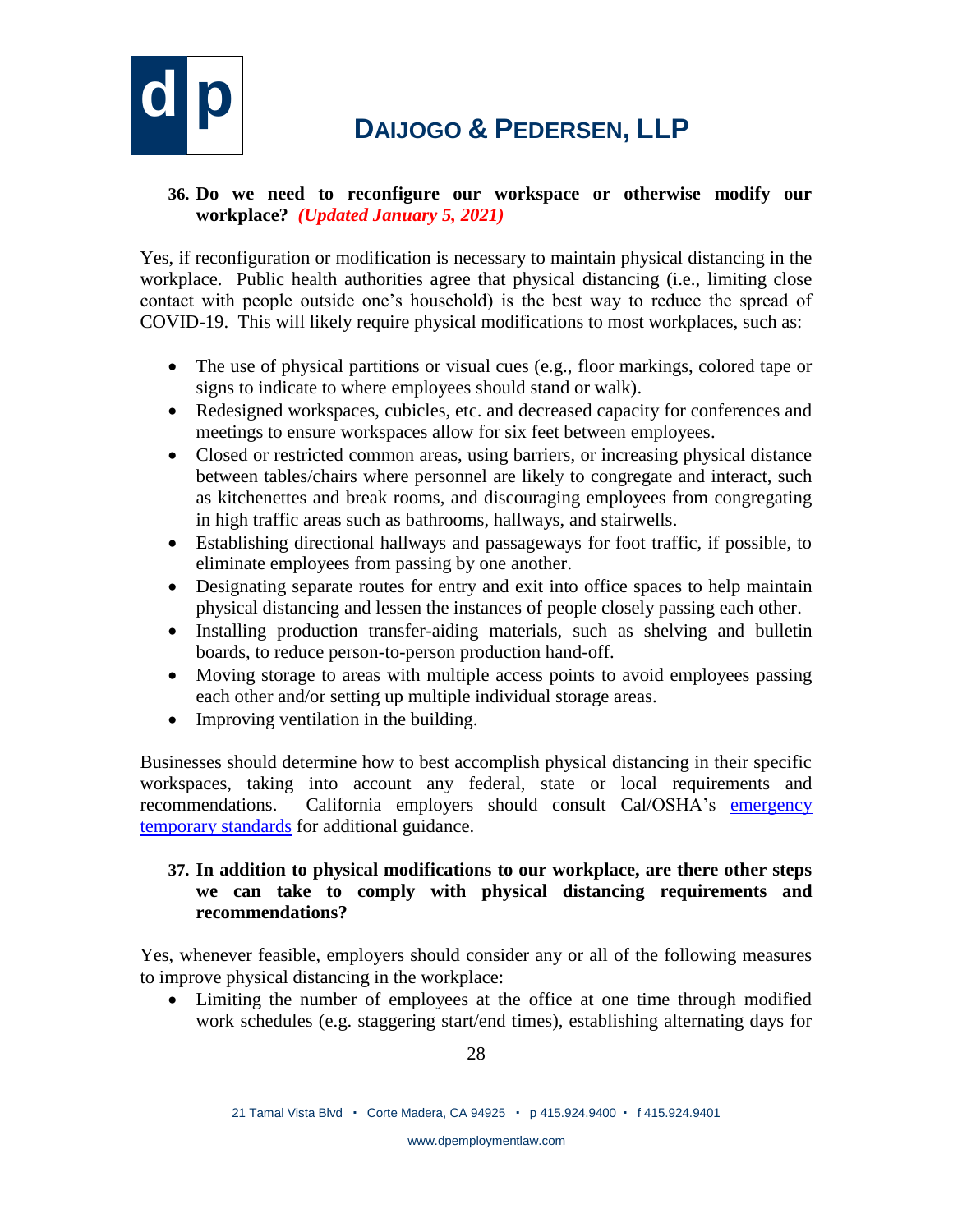**36. Do we need to reconfigure our workspace or otherwise modify our workplace?** ***(Updated January 5, 2021)***

Yes, if reconfiguration or modification is necessary to maintain physical distancing in the workplace. Public health authorities agree that physical distancing (i.e., limiting close contact with people outside one's household) is the best way to reduce the spread of COVID-19. This will likely require physical modifications to most workplaces, such as:

- The use of physical partitions or visual cues (e.g., floor markings, colored tape or signs to indicate to where employees should stand or walk).
- Redesigned workspaces, cubicles, etc. and decreased capacity for conferences and meetings to ensure workspaces allow for six feet between employees.
- Closed or restricted common areas, using barriers, or increasing physical distance between tables/chairs where personnel are likely to congregate and interact, such as kitchenettes and break rooms, and discouraging employees from congregating in high traffic areas such as bathrooms, hallways, and stairwells.
- Establishing directional hallways and passageways for foot traffic, if possible, to eliminate employees from passing by one another.
- Designating separate routes for entry and exit into office spaces to help maintain physical distancing and lessen the instances of people closely passing each other.
- Installing production transfer-aiding materials, such as shelving and bulletin boards, to reduce person-to-person production hand-off.
- Moving storage to areas with multiple access points to avoid employees passing each other and/or setting up multiple individual storage areas.
- Improving ventilation in the building.

Businesses should determine how to best accomplish physical distancing in their specific workspaces, taking into account any federal, state or local requirements and recommendations. California employers should consult Cal/OSHA's emergency temporary standards for additional guidance.

**37. In addition to physical modifications to our workplace, are there other steps we can take to comply with physical distancing requirements and recommendations?**

Yes, whenever feasible, employers should consider any or all of the following measures to improve physical distancing in the workplace:

- Limiting the number of employees at the office at one time through modified work schedules (e.g. staggering start/end times), establishing alternating days for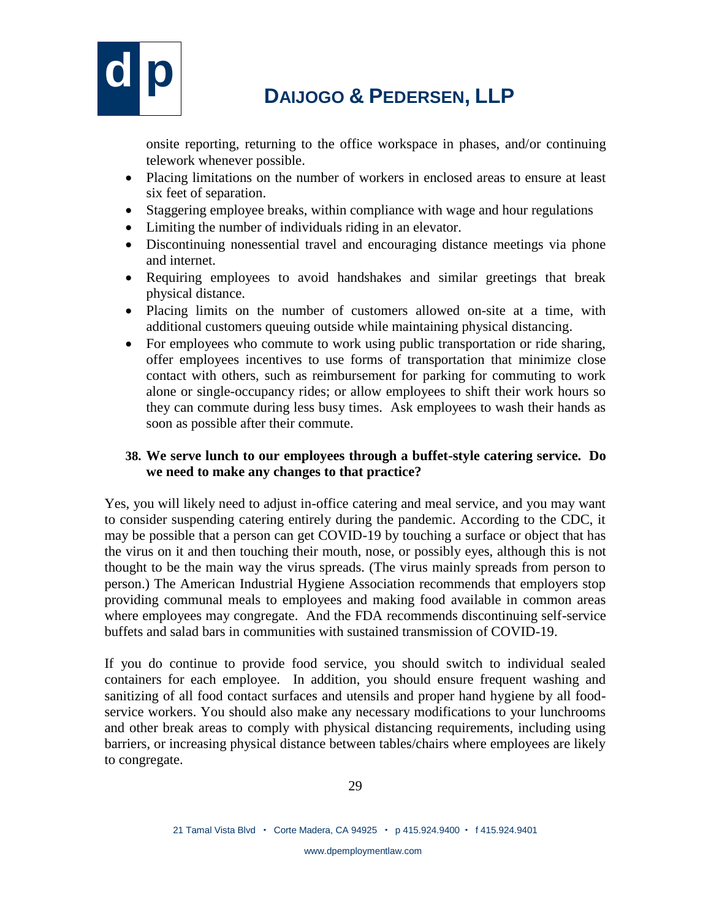onsite reporting, returning to the office workspace in phases, and/or continuing telework whenever possible.

- Placing limitations on the number of workers in enclosed areas to ensure at least six feet of separation.
- Staggering employee breaks, within compliance with wage and hour regulations
- Limiting the number of individuals riding in an elevator.
- Discontinuing nonessential travel and encouraging distance meetings via phone and internet.
- Requiring employees to avoid handshakes and similar greetings that break physical distance.
- Placing limits on the number of customers allowed on-site at a time, with additional customers queuing outside while maintaining physical distancing.
- For employees who commute to work using public transportation or ride sharing, offer employees incentives to use forms of transportation that minimize close contact with others, such as reimbursement for parking for commuting to work alone or single-occupancy rides; or allow employees to shift their work hours so they can commute during less busy times. Ask employees to wash their hands as soon as possible after their commute.

**38. We serve lunch to our employees through a buffet-style catering service. Do we need to make any changes to that practice?**

Yes, you will likely need to adjust in-office catering and meal service, and you may want to consider suspending catering entirely during the pandemic. According to the CDC, it may be possible that a person can get COVID-19 by touching a surface or object that has the virus on it and then touching their mouth, nose, or possibly eyes, although this is not thought to be the main way the virus spreads. (The virus mainly spreads from person to person.) The American Industrial Hygiene Association recommends that employers stop providing communal meals to employees and making food available in common areas where employees may congregate. And the FDA recommends discontinuing self-service buffets and salad bars in communities with sustained transmission of COVID-19.

If you do continue to provide food service, you should switch to individual sealed containers for each employee. In addition, you should ensure frequent washing and sanitizing of all food contact surfaces and utensils and proper hand hygiene by all food-service workers. You should also make any necessary modifications to your lunchrooms and other break areas to comply with physical distancing requirements, including using barriers, or increasing physical distance between tables/chairs where employees are likely to congregate.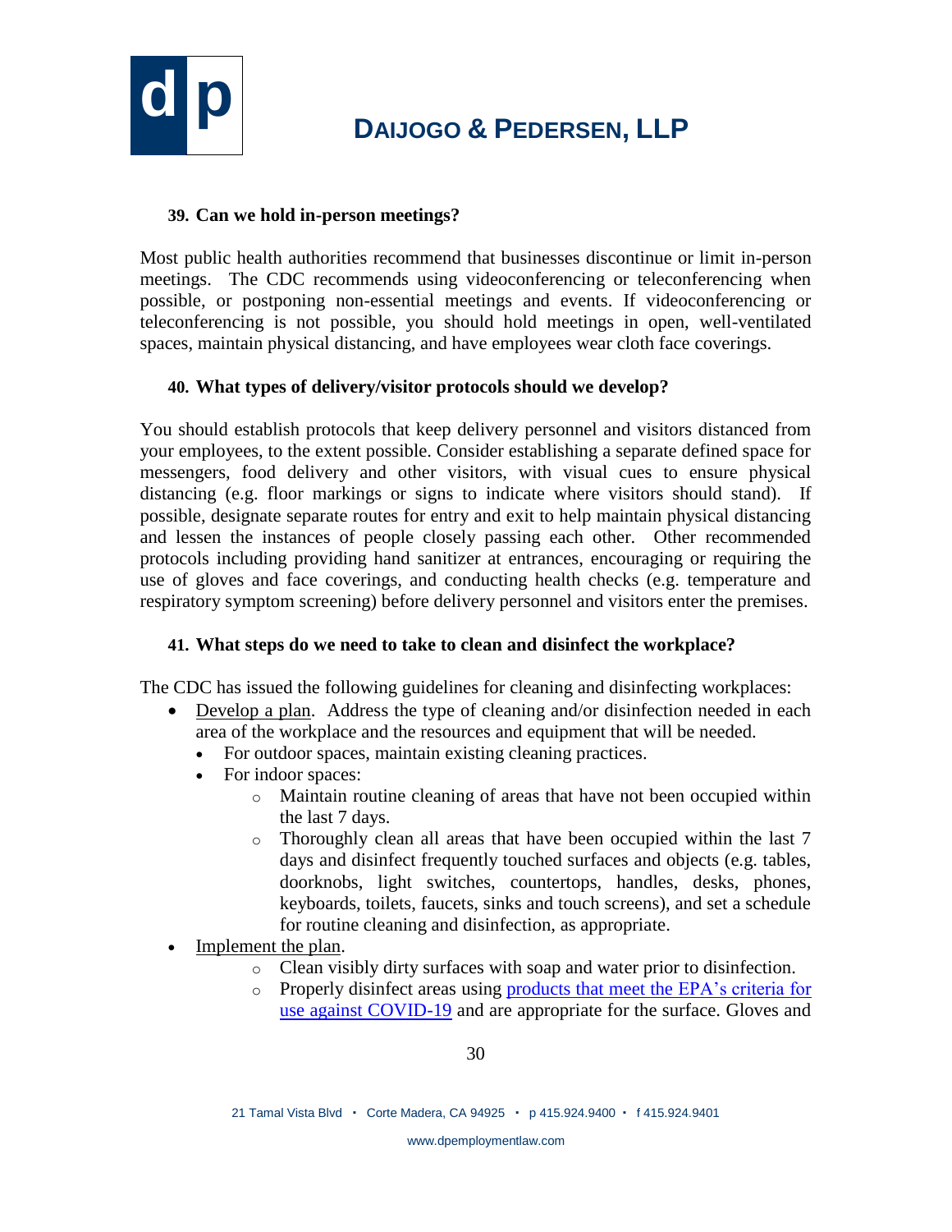**39. Can we hold in-person meetings?**

Most public health authorities recommend that businesses discontinue or limit in-person meetings. The CDC recommends using videoconferencing or teleconferencing when possible, or postponing non-essential meetings and events. If videoconferencing or teleconferencing is not possible, you should hold meetings in open, well-ventilated spaces, maintain physical distancing, and have employees wear cloth face coverings.

**40. What types of delivery/visitor protocols should we develop?**

You should establish protocols that keep delivery personnel and visitors distanced from your employees, to the extent possible. Consider establishing a separate defined space for messengers, food delivery and other visitors, with visual cues to ensure physical distancing (e.g. floor markings or signs to indicate where visitors should stand). If possible, designate separate routes for entry and exit to help maintain physical distancing and lessen the instances of people closely passing each other. Other recommended protocols including providing hand sanitizer at entrances, encouraging or requiring the use of gloves and face coverings, and conducting health checks (e.g. temperature and respiratory symptom screening) before delivery personnel and visitors enter the premises.

**41. What steps do we need to take to clean and disinfect the workplace?**

The CDC has issued the following guidelines for cleaning and disinfecting workplaces:

- Develop a plan. Address the type of cleaning and/or disinfection needed in each area of the workplace and the resources and equipment that will be needed.
  - For outdoor spaces, maintain existing cleaning practices.
  - For indoor spaces:
    - Maintain routine cleaning of areas that have not been occupied within the last 7 days.
    - Thoroughly clean all areas that have been occupied within the last 7 days and disinfect frequently touched surfaces and objects (e.g. tables, doorknobs, light switches, countertops, handles, desks, phones, keyboards, toilets, faucets, sinks and touch screens), and set a schedule for routine cleaning and disinfection, as appropriate.
- Implement the plan.
  - Clean visibly dirty surfaces with soap and water prior to disinfection.
  - Properly disinfect areas using products that meet the EPA's criteria for use against COVID-19 and are appropriate for the surface. Gloves and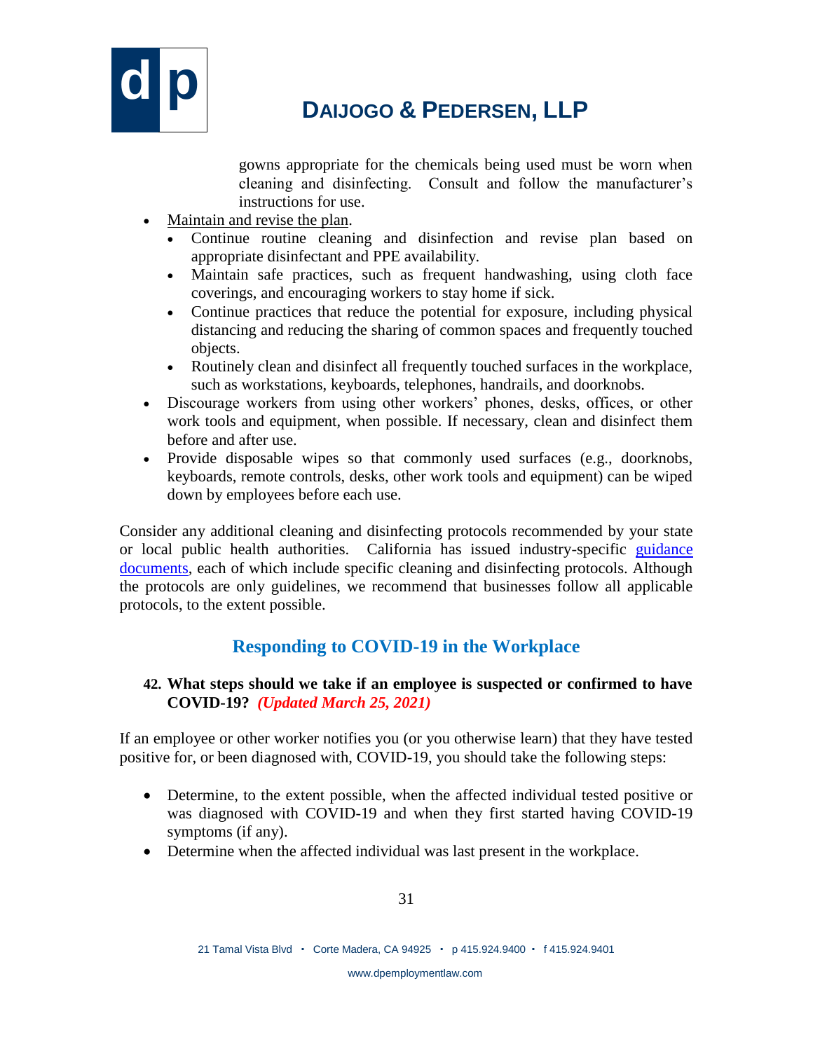gowns appropriate for the chemicals being used must be worn when cleaning and disinfecting. Consult and follow the manufacturer's instructions for use.

- Maintain and revise the plan.
  - Continue routine cleaning and disinfection and revise plan based on appropriate disinfectant and PPE availability.
  - Maintain safe practices, such as frequent handwashing, using cloth face coverings, and encouraging workers to stay home if sick.
  - Continue practices that reduce the potential for exposure, including physical distancing and reducing the sharing of common spaces and frequently touched objects.
  - Routinely clean and disinfect all frequently touched surfaces in the workplace, such as workstations, keyboards, telephones, handrails, and doorknobs.
- Discourage workers from using other workers' phones, desks, offices, or other work tools and equipment, when possible. If necessary, clean and disinfect them before and after use.
- Provide disposable wipes so that commonly used surfaces (e.g., doorknobs, keyboards, remote controls, desks, other work tools and equipment) can be wiped down by employees before each use.

Consider any additional cleaning and disinfecting protocols recommended by your state or local public health authorities. California has issued industry-specific guidance documents, each of which include specific cleaning and disinfecting protocols. Although the protocols are only guidelines, we recommend that businesses follow all applicable protocols, to the extent possible.

## Responding to COVID-19 in the Workplace

**42. What steps should we take if an employee is suspected or confirmed to have COVID-19?** ***(Updated March 25, 2021)***

If an employee or other worker notifies you (or you otherwise learn) that they have tested positive for, or been diagnosed with, COVID-19, you should take the following steps:

- Determine, to the extent possible, when the affected individual tested positive or was diagnosed with COVID-19 and when they first started having COVID-19 symptoms (if any).
- Determine when the affected individual was last present in the workplace.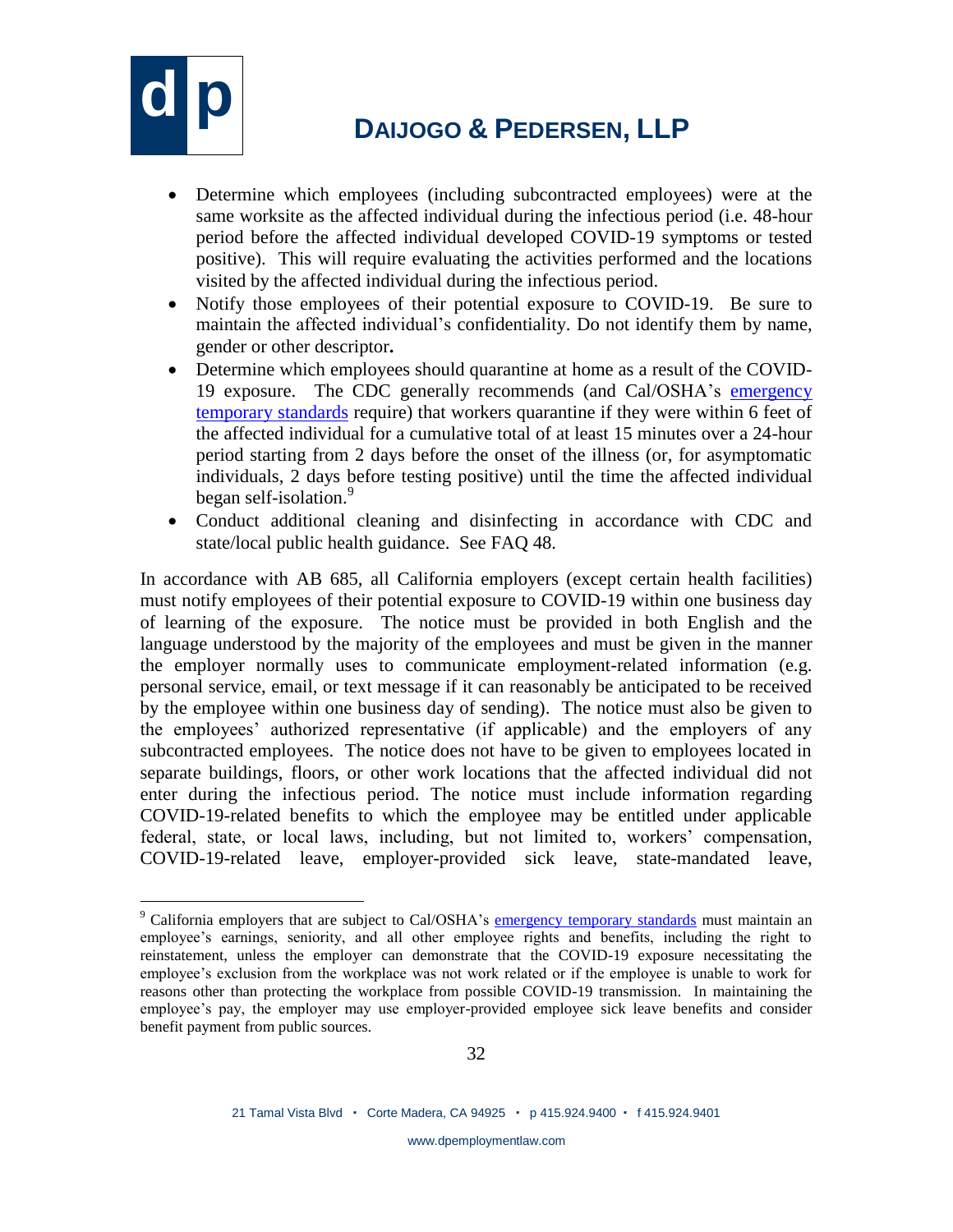- Determine which employees (including subcontracted employees) were at the same worksite as the affected individual during the infectious period (i.e. 48-hour period before the affected individual developed COVID-19 symptoms or tested positive). This will require evaluating the activities performed and the locations visited by the affected individual during the infectious period.
- Notify those employees of their potential exposure to COVID-19. Be sure to maintain the affected individual's confidentiality. Do not identify them by name, gender or other descriptor**.**
- Determine which employees should quarantine at home as a result of the COVID-19 exposure. The CDC generally recommends (and Cal/OSHA's emergency temporary standards require) that workers quarantine if they were within 6 feet of the affected individual for a cumulative total of at least 15 minutes over a 24-hour period starting from 2 days before the onset of the illness (or, for asymptomatic individuals, 2 days before testing positive) until the time the affected individual began self-isolation.[9]
- Conduct additional cleaning and disinfecting in accordance with CDC and state/local public health guidance. See FAQ 48.

In accordance with AB 685, all California employers (except certain health facilities) must notify employees of their potential exposure to COVID-19 within one business day of learning of the exposure. The notice must be provided in both English and the language understood by the majority of the employees and must be given in the manner the employer normally uses to communicate employment-related information (e.g. personal service, email, or text message if it can reasonably be anticipated to be received by the employee within one business day of sending). The notice must also be given to the employees' authorized representative (if applicable) and the employers of any subcontracted employees. The notice does not have to be given to employees located in separate buildings, floors, or other work locations that the affected individual did not enter during the infectious period. The notice must include information regarding COVID-19-related benefits to which the employee may be entitled under applicable federal, state, or local laws, including, but not limited to, workers' compensation, COVID-19-related leave, employer-provided sick leave, state-mandated leave,

---

[9] California employers that are subject to Cal/OSHA's emergency temporary standards must maintain an employee's earnings, seniority, and all other employee rights and benefits, including the right to reinstatement, unless the employer can demonstrate that the COVID-19 exposure necessitating the employee's exclusion from the workplace was not work related or if the employee is unable to work for reasons other than protecting the workplace from possible COVID-19 transmission. In maintaining the employee's pay, the employer may use employer-provided employee sick leave benefits and consider benefit payment from public sources.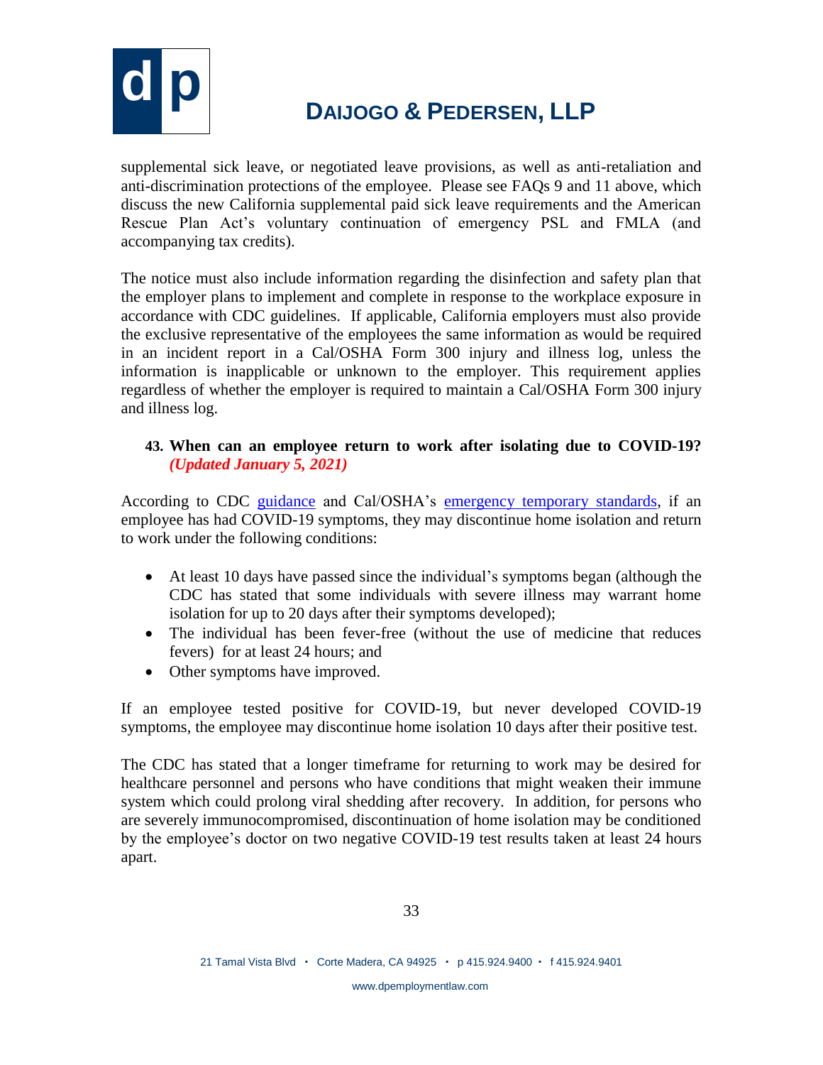supplemental sick leave, or negotiated leave provisions, as well as anti-retaliation and anti-discrimination protections of the employee. Please see FAQs 9 and 11 above, which discuss the new California supplemental paid sick leave requirements and the American Rescue Plan Act's voluntary continuation of emergency PSL and FMLA (and accompanying tax credits).

The notice must also include information regarding the disinfection and safety plan that the employer plans to implement and complete in response to the workplace exposure in accordance with CDC guidelines. If applicable, California employers must also provide the exclusive representative of the employees the same information as would be required in an incident report in a Cal/OSHA Form 300 injury and illness log, unless the information is inapplicable or unknown to the employer. This requirement applies regardless of whether the employer is required to maintain a Cal/OSHA Form 300 injury and illness log.

### 43. When can an employee return to work after isolating due to COVID-19? *(Updated January 5, 2021)*

According to CDC guidance and Cal/OSHA's emergency temporary standards, if an employee has had COVID-19 symptoms, they may discontinue home isolation and return to work under the following conditions:

- At least 10 days have passed since the individual's symptoms began (although the CDC has stated that some individuals with severe illness may warrant home isolation for up to 20 days after their symptoms developed);
- The individual has been fever-free (without the use of medicine that reduces fevers) for at least 24 hours; and
- Other symptoms have improved.

If an employee tested positive for COVID-19, but never developed COVID-19 symptoms, the employee may discontinue home isolation 10 days after their positive test.

The CDC has stated that a longer timeframe for returning to work may be desired for healthcare personnel and persons who have conditions that might weaken their immune system which could prolong viral shedding after recovery. In addition, for persons who are severely immunocompromised, discontinuation of home isolation may be conditioned by the employee's doctor on two negative COVID-19 test results taken at least 24 hours apart.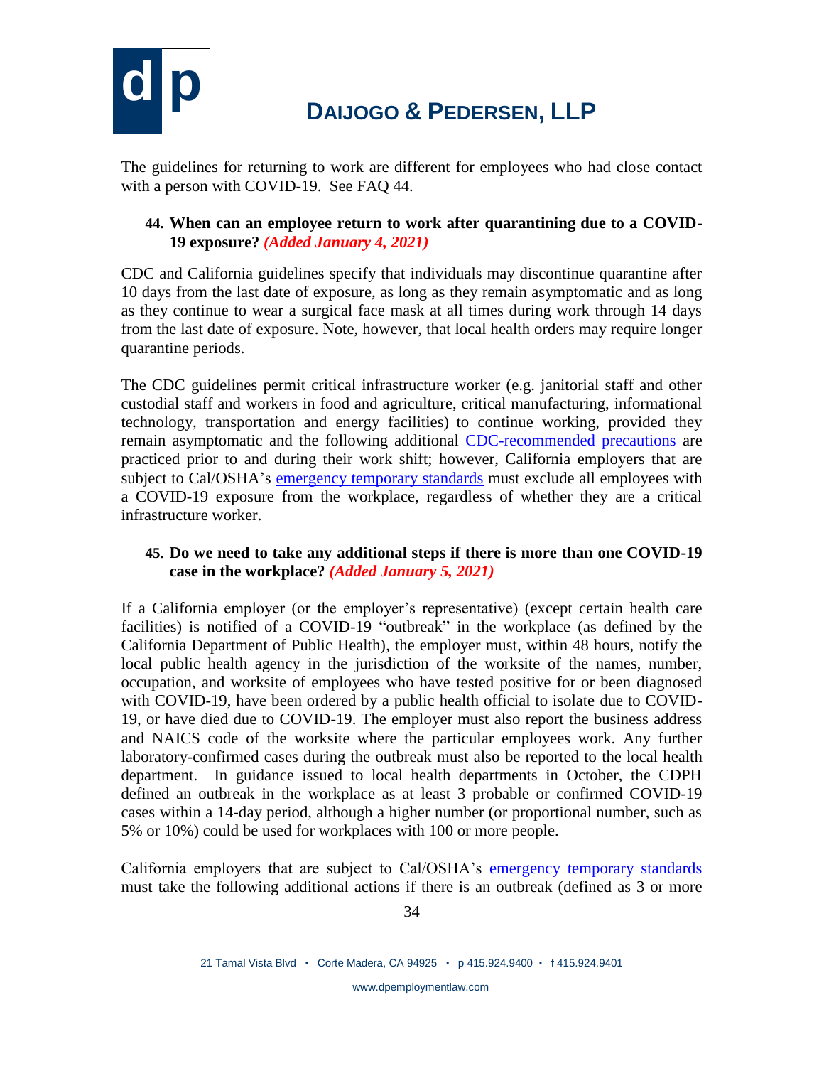The guidelines for returning to work are different for employees who had close contact with a person with COVID-19. See FAQ 44.

**44. When can an employee return to work after quarantining due to a COVID-19 exposure?** ***(Added January 4, 2021)***

CDC and California guidelines specify that individuals may discontinue quarantine after 10 days from the last date of exposure, as long as they remain asymptomatic and as long as they continue to wear a surgical face mask at all times during work through 14 days from the last date of exposure. Note, however, that local health orders may require longer quarantine periods.

The CDC guidelines permit critical infrastructure worker (e.g. janitorial staff and other custodial staff and workers in food and agriculture, critical manufacturing, informational technology, transportation and energy facilities) to continue working, provided they remain asymptomatic and the following additional CDC-recommended precautions are practiced prior to and during their work shift; however, California employers that are subject to Cal/OSHA's emergency temporary standards must exclude all employees with a COVID-19 exposure from the workplace, regardless of whether they are a critical infrastructure worker.

**45. Do we need to take any additional steps if there is more than one COVID-19 case in the workplace?** ***(Added January 5, 2021)***

If a California employer (or the employer's representative) (except certain health care facilities) is notified of a COVID-19 "outbreak" in the workplace (as defined by the California Department of Public Health), the employer must, within 48 hours, notify the local public health agency in the jurisdiction of the worksite of the names, number, occupation, and worksite of employees who have tested positive for or been diagnosed with COVID-19, have been ordered by a public health official to isolate due to COVID-19, or have died due to COVID-19. The employer must also report the business address and NAICS code of the worksite where the particular employees work. Any further laboratory-confirmed cases during the outbreak must also be reported to the local health department. In guidance issued to local health departments in October, the CDPH defined an outbreak in the workplace as at least 3 probable or confirmed COVID-19 cases within a 14-day period, although a higher number (or proportional number, such as 5% or 10%) could be used for workplaces with 100 or more people.

California employers that are subject to Cal/OSHA's emergency temporary standards must take the following additional actions if there is an outbreak (defined as 3 or more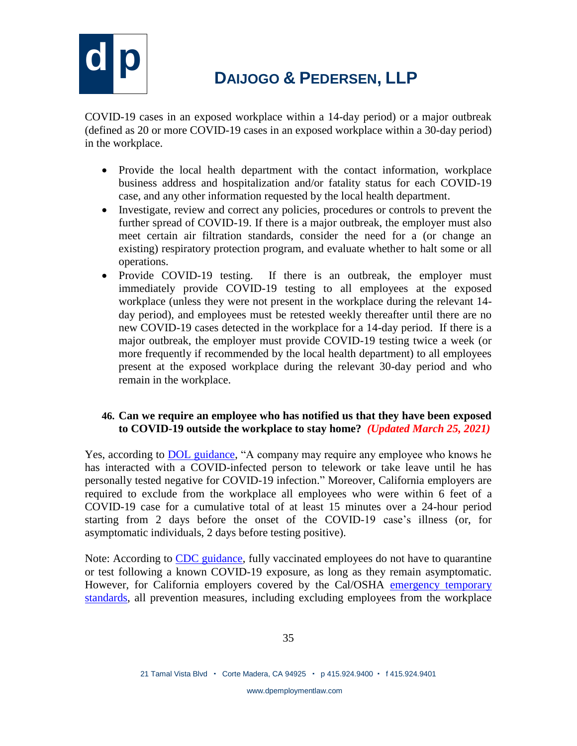COVID-19 cases in an exposed workplace within a 14-day period) or a major outbreak (defined as 20 or more COVID-19 cases in an exposed workplace within a 30-day period) in the workplace.

- Provide the local health department with the contact information, workplace business address and hospitalization and/or fatality status for each COVID-19 case, and any other information requested by the local health department.
- Investigate, review and correct any policies, procedures or controls to prevent the further spread of COVID-19. If there is a major outbreak, the employer must also meet certain air filtration standards, consider the need for a (or change an existing) respiratory protection program, and evaluate whether to halt some or all operations.
- Provide COVID-19 testing. If there is an outbreak, the employer must immediately provide COVID-19 testing to all employees at the exposed workplace (unless they were not present in the workplace during the relevant 14-day period), and employees must be retested weekly thereafter until there are no new COVID-19 cases detected in the workplace for a 14-day period. If there is a major outbreak, the employer must provide COVID-19 testing twice a week (or more frequently if recommended by the local health department) to all employees present at the exposed workplace during the relevant 30-day period and who remain in the workplace.

**46. Can we require an employee who has notified us that they have been exposed to COVID-19 outside the workplace to stay home?** ***(Updated March 25, 2021)***

Yes, according to DOL guidance, "A company may require any employee who knows he has interacted with a COVID-infected person to telework or take leave until he has personally tested negative for COVID-19 infection." Moreover, California employers are required to exclude from the workplace all employees who were within 6 feet of a COVID-19 case for a cumulative total of at least 15 minutes over a 24-hour period starting from 2 days before the onset of the COVID-19 case's illness (or, for asymptomatic individuals, 2 days before testing positive).

Note: According to CDC guidance, fully vaccinated employees do not have to quarantine or test following a known COVID-19 exposure, as long as they remain asymptomatic. However, for California employers covered by the Cal/OSHA emergency temporary standards, all prevention measures, including excluding employees from the workplace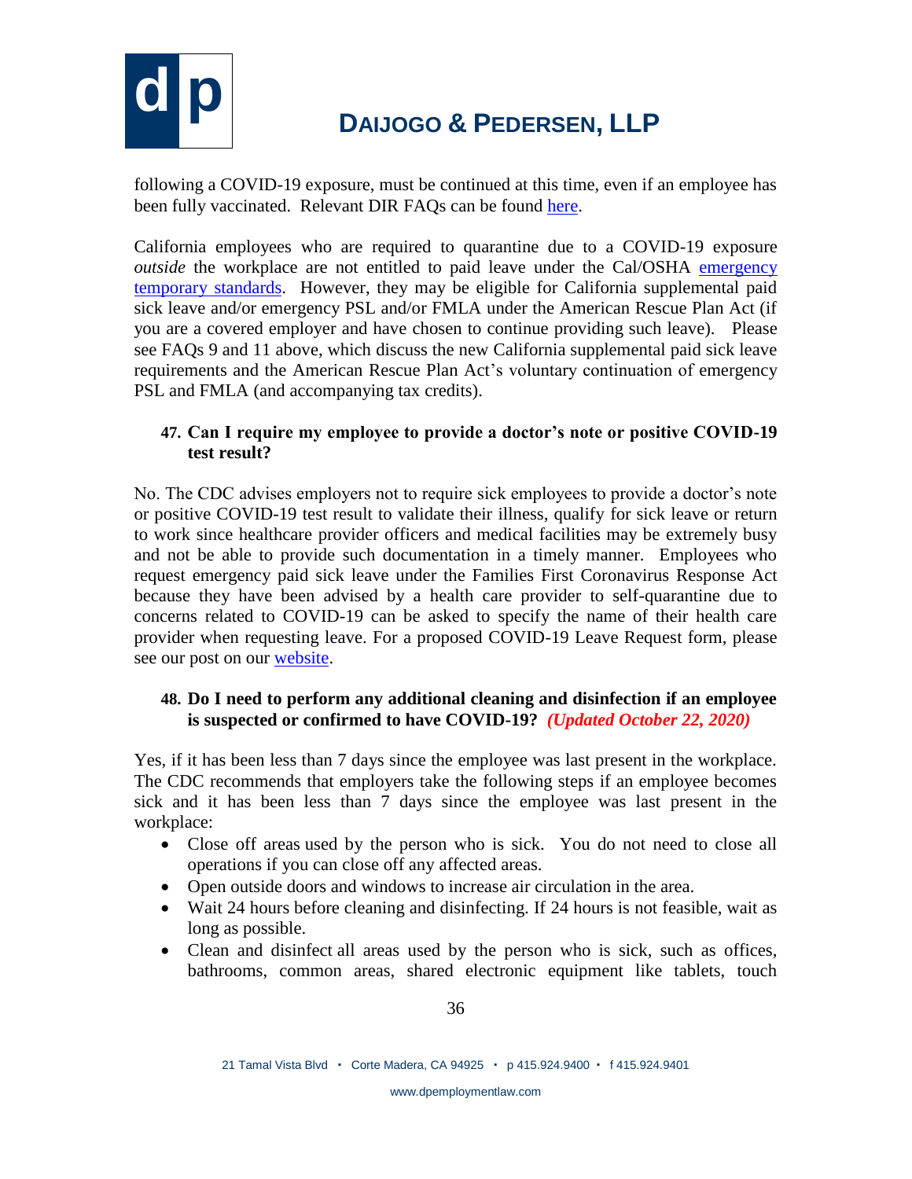following a COVID-19 exposure, must be continued at this time, even if an employee has been fully vaccinated. Relevant DIR FAQs can be found here.

California employees who are required to quarantine due to a COVID-19 exposure *outside* the workplace are not entitled to paid leave under the Cal/OSHA emergency temporary standards. However, they may be eligible for California supplemental paid sick leave and/or emergency PSL and/or FMLA under the American Rescue Plan Act (if you are a covered employer and have chosen to continue providing such leave). Please see FAQs 9 and 11 above, which discuss the new California supplemental paid sick leave requirements and the American Rescue Plan Act's voluntary continuation of emergency PSL and FMLA (and accompanying tax credits).

**47. Can I require my employee to provide a doctor's note or positive COVID-19 test result?**

No. The CDC advises employers not to require sick employees to provide a doctor's note or positive COVID-19 test result to validate their illness, qualify for sick leave or return to work since healthcare provider officers and medical facilities may be extremely busy and not be able to provide such documentation in a timely manner. Employees who request emergency paid sick leave under the Families First Coronavirus Response Act because they have been advised by a health care provider to self-quarantine due to concerns related to COVID-19 can be asked to specify the name of their health care provider when requesting leave. For a proposed COVID-19 Leave Request form, please see our post on our website.

**48. Do I need to perform any additional cleaning and disinfection if an employee is suspected or confirmed to have COVID-19?** ***(Updated October 22, 2020)***

Yes, if it has been less than 7 days since the employee was last present in the workplace. The CDC recommends that employers take the following steps if an employee becomes sick and it has been less than 7 days since the employee was last present in the workplace:

- Close off areas used by the person who is sick. You do not need to close all operations if you can close off any affected areas.
- Open outside doors and windows to increase air circulation in the area.
- Wait 24 hours before cleaning and disinfecting. If 24 hours is not feasible, wait as long as possible.
- Clean and disinfect all areas used by the person who is sick, such as offices, bathrooms, common areas, shared electronic equipment like tablets, touch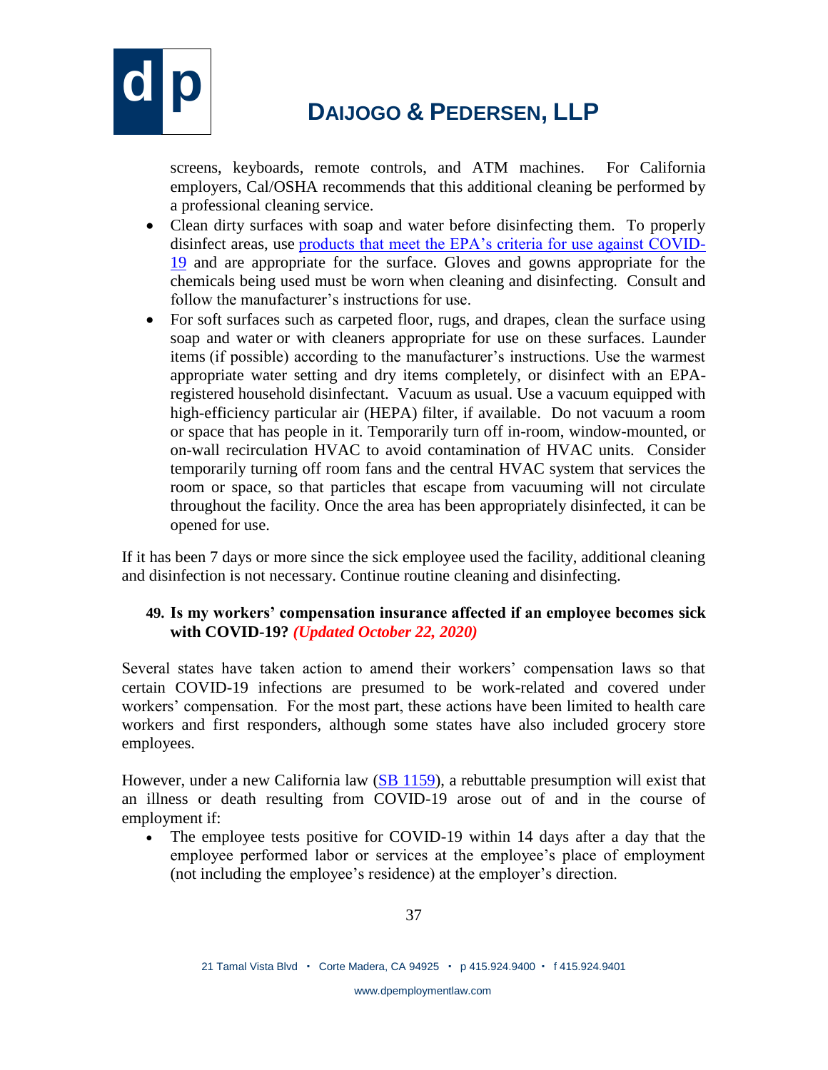screens, keyboards, remote controls, and ATM machines. For California employers, Cal/OSHA recommends that this additional cleaning be performed by a professional cleaning service.

- Clean dirty surfaces with soap and water before disinfecting them. To properly disinfect areas, use [products that meet the EPA's criteria for use against COVID-19]() and are appropriate for the surface. Gloves and gowns appropriate for the chemicals being used must be worn when cleaning and disinfecting. Consult and follow the manufacturer's instructions for use.
- For soft surfaces such as carpeted floor, rugs, and drapes, clean the surface using soap and water or with cleaners appropriate for use on these surfaces. Launder items (if possible) according to the manufacturer's instructions. Use the warmest appropriate water setting and dry items completely, or disinfect with an EPA-registered household disinfectant. Vacuum as usual. Use a vacuum equipped with high-efficiency particular air (HEPA) filter, if available. Do not vacuum a room or space that has people in it. Temporarily turn off in-room, window-mounted, or on-wall recirculation HVAC to avoid contamination of HVAC units. Consider temporarily turning off room fans and the central HVAC system that services the room or space, so that particles that escape from vacuuming will not circulate throughout the facility. Once the area has been appropriately disinfected, it can be opened for use.

If it has been 7 days or more since the sick employee used the facility, additional cleaning and disinfection is not necessary. Continue routine cleaning and disinfecting.

### 49. Is my workers' compensation insurance affected if an employee becomes sick with COVID-19? *(Updated October 22, 2020)*

Several states have taken action to amend their workers' compensation laws so that certain COVID-19 infections are presumed to be work-related and covered under workers' compensation. For the most part, these actions have been limited to health care workers and first responders, although some states have also included grocery store employees.

However, under a new California law ([SB 1159]()), a rebuttable presumption will exist that an illness or death resulting from COVID-19 arose out of and in the course of employment if:

- The employee tests positive for COVID-19 within 14 days after a day that the employee performed labor or services at the employee's place of employment (not including the employee's residence) at the employer's direction.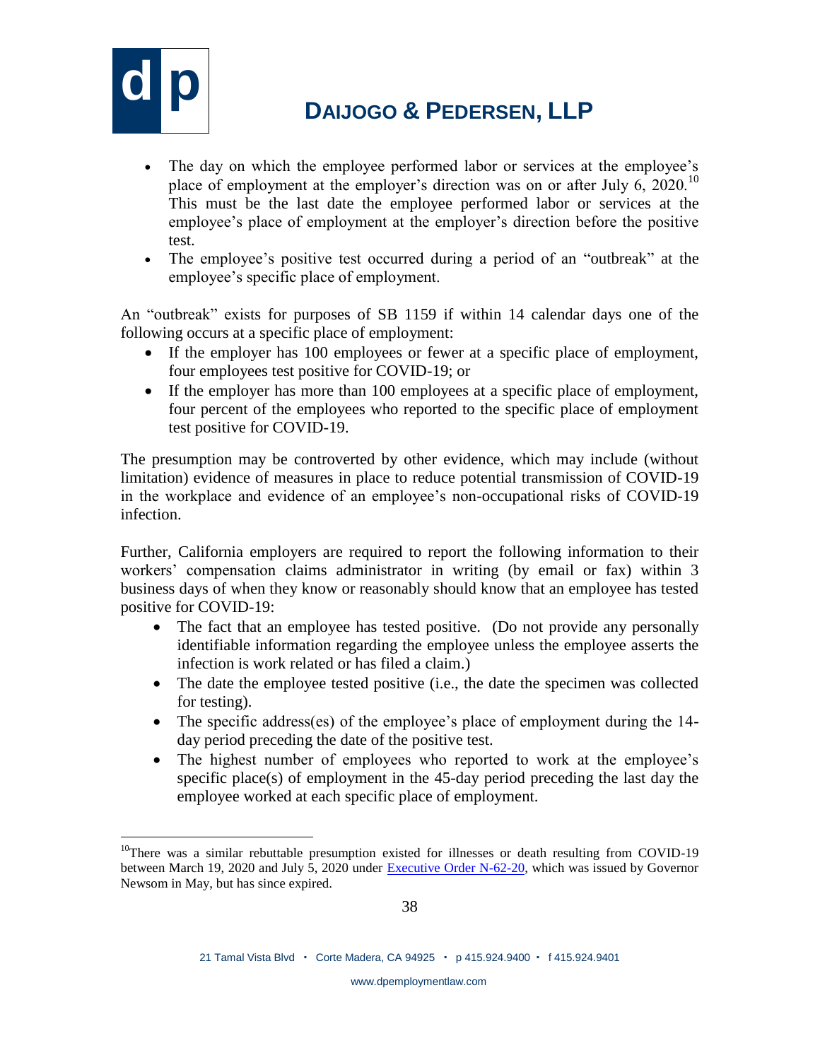- The day on which the employee performed labor or services at the employee's place of employment at the employer's direction was on or after July 6, 2020.[10] This must be the last date the employee performed labor or services at the employee's place of employment at the employer's direction before the positive test.
- The employee's positive test occurred during a period of an "outbreak" at the employee's specific place of employment.

An "outbreak" exists for purposes of SB 1159 if within 14 calendar days one of the following occurs at a specific place of employment:

- If the employer has 100 employees or fewer at a specific place of employment, four employees test positive for COVID-19; or
- If the employer has more than 100 employees at a specific place of employment, four percent of the employees who reported to the specific place of employment test positive for COVID-19.

The presumption may be controverted by other evidence, which may include (without limitation) evidence of measures in place to reduce potential transmission of COVID-19 in the workplace and evidence of an employee's non-occupational risks of COVID-19 infection.

Further, California employers are required to report the following information to their workers' compensation claims administrator in writing (by email or fax) within 3 business days of when they know or reasonably should know that an employee has tested positive for COVID-19:

- The fact that an employee has tested positive. (Do not provide any personally identifiable information regarding the employee unless the employee asserts the infection is work related or has filed a claim.)
- The date the employee tested positive (i.e., the date the specimen was collected for testing).
- The specific address(es) of the employee's place of employment during the 14-day period preceding the date of the positive test.
- The highest number of employees who reported to work at the employee's specific place(s) of employment in the 45-day period preceding the last day the employee worked at each specific place of employment.

---

[10] There was a similar rebuttable presumption existed for illnesses or death resulting from COVID-19 between March 19, 2020 and July 5, 2020 under Executive Order N-62-20, which was issued by Governor Newsom in May, but has since expired.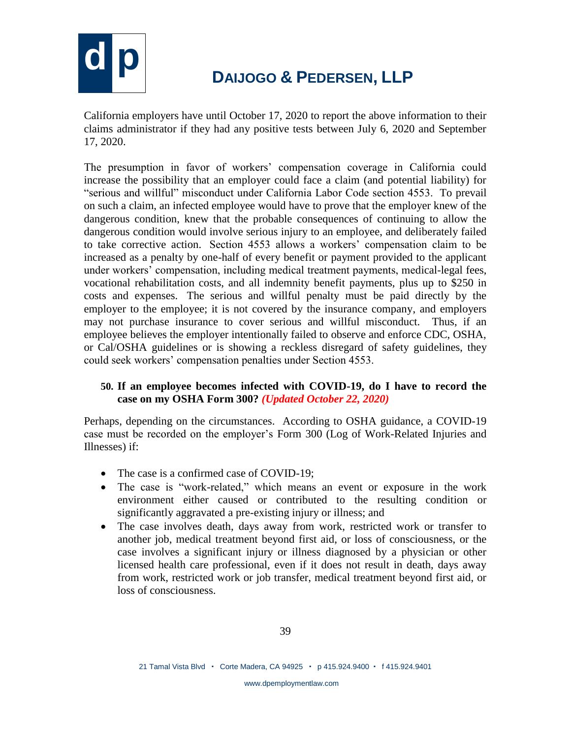California employers have until October 17, 2020 to report the above information to their claims administrator if they had any positive tests between July 6, 2020 and September 17, 2020.

The presumption in favor of workers' compensation coverage in California could increase the possibility that an employer could face a claim (and potential liability) for "serious and willful" misconduct under California Labor Code section 4553. To prevail on such a claim, an infected employee would have to prove that the employer knew of the dangerous condition, knew that the probable consequences of continuing to allow the dangerous condition would involve serious injury to an employee, and deliberately failed to take corrective action. Section 4553 allows a workers' compensation claim to be increased as a penalty by one-half of every benefit or payment provided to the applicant under workers' compensation, including medical treatment payments, medical-legal fees, vocational rehabilitation costs, and all indemnity benefit payments, plus up to $250 in costs and expenses. The serious and willful penalty must be paid directly by the employer to the employee; it is not covered by the insurance company, and employers may not purchase insurance to cover serious and willful misconduct. Thus, if an employee believes the employer intentionally failed to observe and enforce CDC, OSHA, or Cal/OSHA guidelines or is showing a reckless disregard of safety guidelines, they could seek workers' compensation penalties under Section 4553.

**50. If an employee becomes infected with COVID-19, do I have to record the case on my OSHA Form 300?** ***(Updated October 22, 2020)***

Perhaps, depending on the circumstances. According to OSHA guidance, a COVID-19 case must be recorded on the employer's Form 300 (Log of Work-Related Injuries and Illnesses) if:

- The case is a confirmed case of COVID-19;
- The case is "work-related," which means an event or exposure in the work environment either caused or contributed to the resulting condition or significantly aggravated a pre-existing injury or illness; and
- The case involves death, days away from work, restricted work or transfer to another job, medical treatment beyond first aid, or loss of consciousness, or the case involves a significant injury or illness diagnosed by a physician or other licensed health care professional, even if it does not result in death, days away from work, restricted work or job transfer, medical treatment beyond first aid, or loss of consciousness.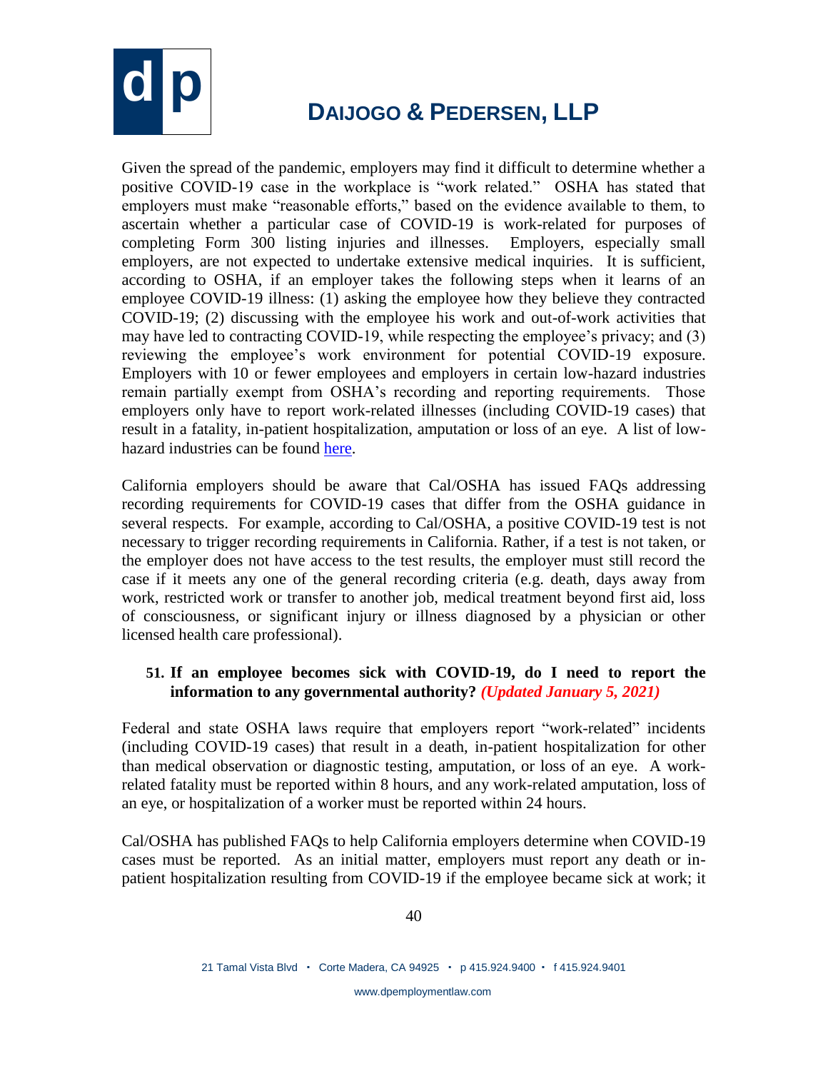Given the spread of the pandemic, employers may find it difficult to determine whether a positive COVID-19 case in the workplace is "work related." OSHA has stated that employers must make "reasonable efforts," based on the evidence available to them, to ascertain whether a particular case of COVID-19 is work-related for purposes of completing Form 300 listing injuries and illnesses. Employers, especially small employers, are not expected to undertake extensive medical inquiries. It is sufficient, according to OSHA, if an employer takes the following steps when it learns of an employee COVID-19 illness: (1) asking the employee how they believe they contracted COVID-19; (2) discussing with the employee his work and out-of-work activities that may have led to contracting COVID-19, while respecting the employee's privacy; and (3) reviewing the employee's work environment for potential COVID-19 exposure. Employers with 10 or fewer employees and employers in certain low-hazard industries remain partially exempt from OSHA's recording and reporting requirements. Those employers only have to report work-related illnesses (including COVID-19 cases) that result in a fatality, in-patient hospitalization, amputation or loss of an eye. A list of low-hazard industries can be found here.

California employers should be aware that Cal/OSHA has issued FAQs addressing recording requirements for COVID-19 cases that differ from the OSHA guidance in several respects. For example, according to Cal/OSHA, a positive COVID-19 test is not necessary to trigger recording requirements in California. Rather, if a test is not taken, or the employer does not have access to the test results, the employer must still record the case if it meets any one of the general recording criteria (e.g. death, days away from work, restricted work or transfer to another job, medical treatment beyond first aid, loss of consciousness, or significant injury or illness diagnosed by a physician or other licensed health care professional).

### 51. If an employee becomes sick with COVID-19, do I need to report the information to any governmental authority? *(Updated January 5, 2021)*

Federal and state OSHA laws require that employers report "work-related" incidents (including COVID-19 cases) that result in a death, in-patient hospitalization for other than medical observation or diagnostic testing, amputation, or loss of an eye. A work-related fatality must be reported within 8 hours, and any work-related amputation, loss of an eye, or hospitalization of a worker must be reported within 24 hours.

Cal/OSHA has published FAQs to help California employers determine when COVID-19 cases must be reported. As an initial matter, employers must report any death or in-patient hospitalization resulting from COVID-19 if the employee became sick at work; it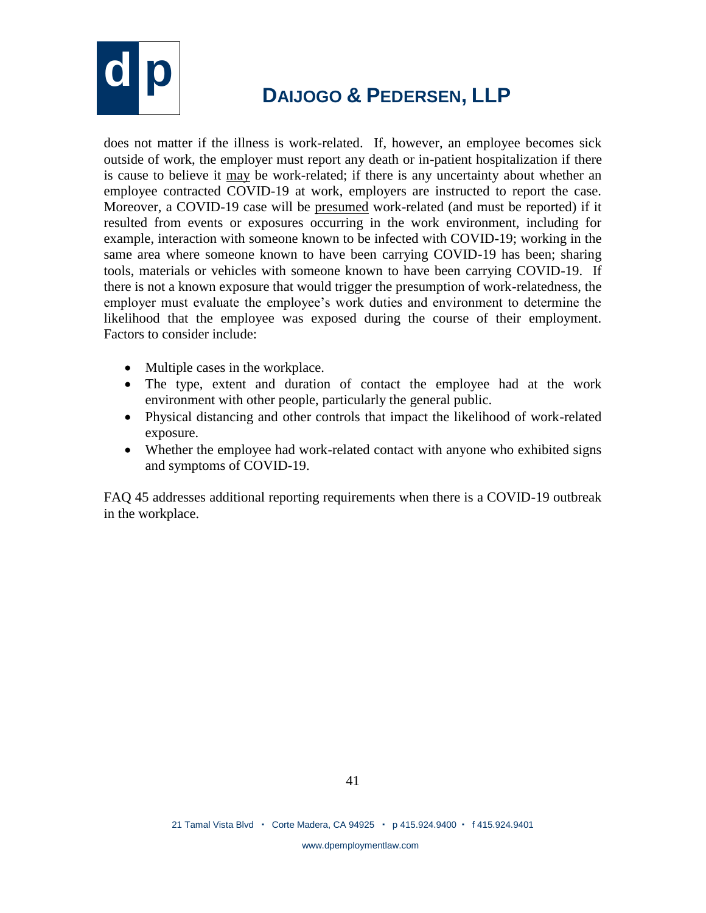does not matter if the illness is work-related. If, however, an employee becomes sick outside of work, the employer must report any death or in-patient hospitalization if there is cause to believe it may be work-related; if there is any uncertainty about whether an employee contracted COVID-19 at work, employers are instructed to report the case. Moreover, a COVID-19 case will be presumed work-related (and must be reported) if it resulted from events or exposures occurring in the work environment, including for example, interaction with someone known to be infected with COVID-19; working in the same area where someone known to have been carrying COVID-19 has been; sharing tools, materials or vehicles with someone known to have been carrying COVID-19. If there is not a known exposure that would trigger the presumption of work-relatedness, the employer must evaluate the employee's work duties and environment to determine the likelihood that the employee was exposed during the course of their employment. Factors to consider include:

- Multiple cases in the workplace.
- The type, extent and duration of contact the employee had at the work environment with other people, particularly the general public.
- Physical distancing and other controls that impact the likelihood of work-related exposure.
- Whether the employee had work-related contact with anyone who exhibited signs and symptoms of COVID-19.

FAQ 45 addresses additional reporting requirements when there is a COVID-19 outbreak in the workplace.